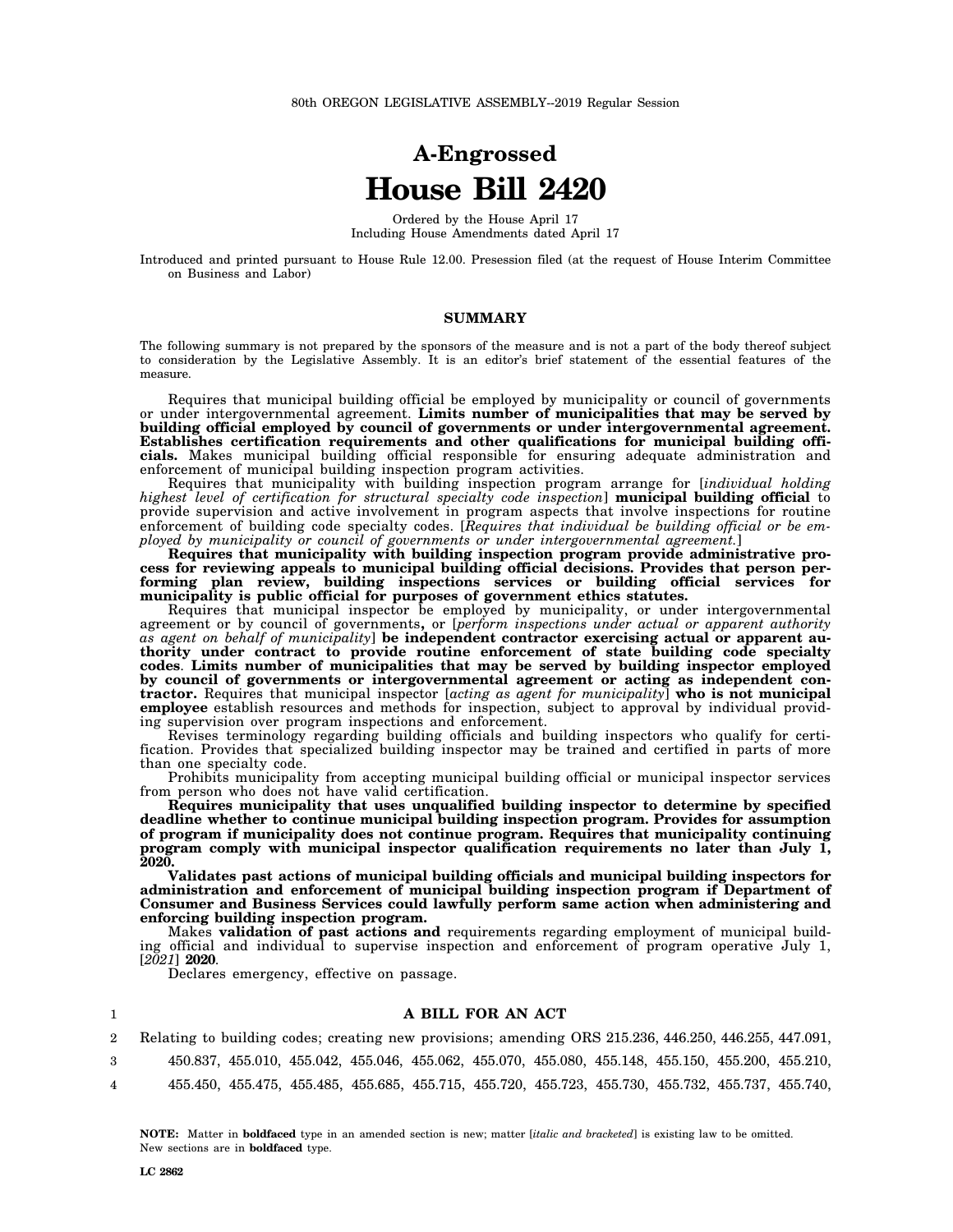80th OREGON LEGISLATIVE ASSEMBLY--2019 Regular Session

# A-Engrossed
# House Bill 2420

Ordered by the House April 17
Including House Amendments dated April 17

Introduced and printed pursuant to House Rule 12.00. Presession filed (at the request of House Interim Committee on Business and Labor)

## SUMMARY

The following summary is not prepared by the sponsors of the measure and is not a part of the body thereof subject to consideration by the Legislative Assembly. It is an editor's brief statement of the essential features of the measure.

Requires that municipal building official be employed by municipality or council of governments or under intergovernmental agreement. **Limits number of municipalities that may be served by building official employed by council of governments or under intergovernmental agreement. Establishes certification requirements and other qualifications for municipal building officials.** Makes municipal building official responsible for ensuring adequate administration and enforcement of municipal building inspection program activities.

Requires that municipality with building inspection program arrange for [*individual holding highest level of certification for structural specialty code inspection*] **municipal building official** to provide supervision and active involvement in program aspects that involve inspections for routine enforcement of building code specialty codes. [*Requires that individual be building official or be employed by municipality or council of governments or under intergovernmental agreement.*]

**Requires that municipality with building inspection program provide administrative process for reviewing appeals to municipal building official decisions. Provides that person performing plan review, building inspections services or building official services for municipality is public official for purposes of government ethics statutes.**

Requires that municipal inspector be employed by municipality, or under intergovernmental agreement or by council of governments**,** or [*perform inspections under actual or apparent authority as agent on behalf of municipality*] **be independent contractor exercising actual or apparent authority under contract to provide routine enforcement of state building code specialty codes**. **Limits number of municipalities that may be served by building inspector employed by council of governments or intergovernmental agreement or acting as independent contractor.** Requires that municipal inspector [*acting as agent for municipality*] **who is not municipal employee** establish resources and methods for inspection, subject to approval by individual providing supervision over program inspections and enforcement.

Revises terminology regarding building officials and building inspectors who qualify for certification. Provides that specialized building inspector may be trained and certified in parts of more than one specialty code.

Prohibits municipality from accepting municipal building official or municipal inspector services from person who does not have valid certification.

**Requires municipality that uses unqualified building inspector to determine by specified deadline whether to continue municipal building inspection program. Provides for assumption of program if municipality does not continue program. Requires that municipality continuing program comply with municipal inspector qualification requirements no later than July 1, 2020.**

**Validates past actions of municipal building officials and municipal building inspectors for administration and enforcement of municipal building inspection program if Department of Consumer and Business Services could lawfully perform same action when administering and enforcing building inspection program.**

Makes **validation of past actions and** requirements regarding employment of municipal building official and individual to supervise inspection and enforcement of program operative July 1, [*2021*] **2020**.

Declares emergency, effective on passage.

## A BILL FOR AN ACT

Relating to building codes; creating new provisions; amending ORS 215.236, 446.250, 446.255, 447.091, 450.837, 455.010, 455.042, 455.046, 455.062, 455.070, 455.080, 455.148, 455.150, 455.200, 455.210, 455.450, 455.475, 455.485, 455.685, 455.715, 455.720, 455.723, 455.730, 455.732, 455.737, 455.740,

**NOTE:** Matter in **boldfaced** type in an amended section is new; matter [*italic and bracketed*] is existing law to be omitted. New sections are in **boldfaced** type.

LC 2862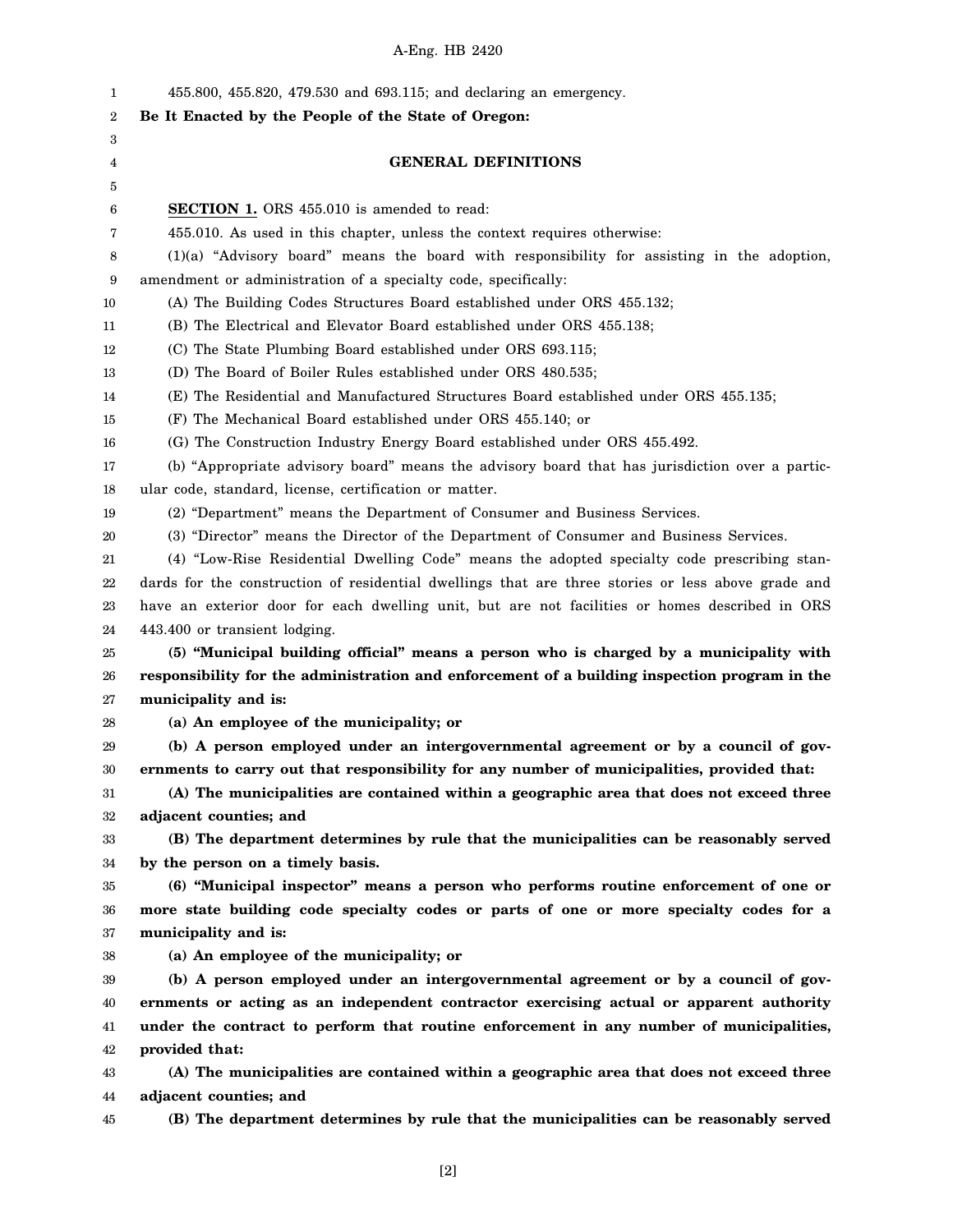455.800, 455.820, 479.530 and 693.115; and declaring an emergency.

**Be It Enacted by the People of the State of Oregon:**

## GENERAL DEFINITIONS

**SECTION 1.** ORS 455.010 is amended to read:

455.010. As used in this chapter, unless the context requires otherwise:

(1)(a) "Advisory board" means the board with responsibility for assisting in the adoption, amendment or administration of a specialty code, specifically:

(A) The Building Codes Structures Board established under ORS 455.132;

(B) The Electrical and Elevator Board established under ORS 455.138;

(C) The State Plumbing Board established under ORS 693.115;

(D) The Board of Boiler Rules established under ORS 480.535;

(E) The Residential and Manufactured Structures Board established under ORS 455.135;

(F) The Mechanical Board established under ORS 455.140; or

(G) The Construction Industry Energy Board established under ORS 455.492.

(b) "Appropriate advisory board" means the advisory board that has jurisdiction over a particular code, standard, license, certification or matter.

(2) "Department" means the Department of Consumer and Business Services.

(3) "Director" means the Director of the Department of Consumer and Business Services.

(4) "Low-Rise Residential Dwelling Code" means the adopted specialty code prescribing standards for the construction of residential dwellings that are three stories or less above grade and have an exterior door for each dwelling unit, but are not facilities or homes described in ORS 443.400 or transient lodging.

**(5) "Municipal building official" means a person who is charged by a municipality with responsibility for the administration and enforcement of a building inspection program in the municipality and is:**

**(a) An employee of the municipality; or**

**(b) A person employed under an intergovernmental agreement or by a council of governments to carry out that responsibility for any number of municipalities, provided that:**

**(A) The municipalities are contained within a geographic area that does not exceed three adjacent counties; and**

**(B) The department determines by rule that the municipalities can be reasonably served by the person on a timely basis.**

**(6) "Municipal inspector" means a person who performs routine enforcement of one or more state building code specialty codes or parts of one or more specialty codes for a municipality and is:**

**(a) An employee of the municipality; or**

**(b) A person employed under an intergovernmental agreement or by a council of governments or acting as an independent contractor exercising actual or apparent authority under the contract to perform that routine enforcement in any number of municipalities, provided that:**

**(A) The municipalities are contained within a geographic area that does not exceed three adjacent counties; and**

**(B) The department determines by rule that the municipalities can be reasonably served**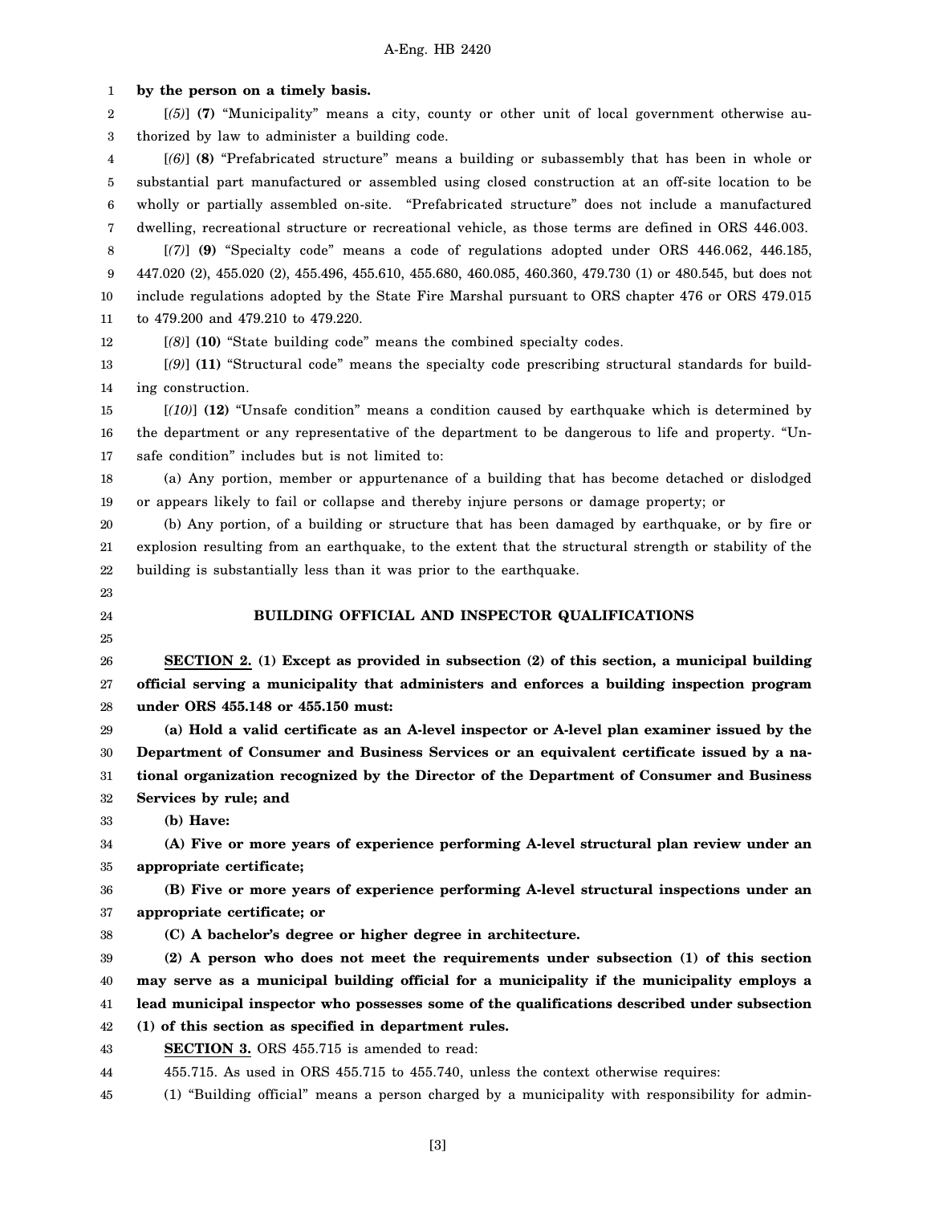**by the person on a timely basis.**

[*(5)*] **(7)** "Municipality" means a city, county or other unit of local government otherwise authorized by law to administer a building code.

[*(6)*] **(8)** "Prefabricated structure" means a building or subassembly that has been in whole or substantial part manufactured or assembled using closed construction at an off-site location to be wholly or partially assembled on-site. "Prefabricated structure" does not include a manufactured dwelling, recreational structure or recreational vehicle, as those terms are defined in ORS 446.003.

[*(7)*] **(9)** "Specialty code" means a code of regulations adopted under ORS 446.062, 446.185, 447.020 (2), 455.020 (2), 455.496, 455.610, 455.680, 460.085, 460.360, 479.730 (1) or 480.545, but does not include regulations adopted by the State Fire Marshal pursuant to ORS chapter 476 or ORS 479.015 to 479.200 and 479.210 to 479.220.

[*(8)*] **(10)** "State building code" means the combined specialty codes.

[*(9)*] **(11)** "Structural code" means the specialty code prescribing structural standards for building construction.

[*(10)*] **(12)** "Unsafe condition" means a condition caused by earthquake which is determined by the department or any representative of the department to be dangerous to life and property. "Unsafe condition" includes but is not limited to:

(a) Any portion, member or appurtenance of a building that has become detached or dislodged or appears likely to fail or collapse and thereby injure persons or damage property; or

(b) Any portion, of a building or structure that has been damaged by earthquake, or by fire or explosion resulting from an earthquake, to the extent that the structural strength or stability of the building is substantially less than it was prior to the earthquake.

## BUILDING OFFICIAL AND INSPECTOR QUALIFICATIONS

**SECTION 2. (1) Except as provided in subsection (2) of this section, a municipal building official serving a municipality that administers and enforces a building inspection program under ORS 455.148 or 455.150 must:**

**(a) Hold a valid certificate as an A-level inspector or A-level plan examiner issued by the Department of Consumer and Business Services or an equivalent certificate issued by a national organization recognized by the Director of the Department of Consumer and Business Services by rule; and**

**(b) Have:**

**(A) Five or more years of experience performing A-level structural plan review under an appropriate certificate;**

**(B) Five or more years of experience performing A-level structural inspections under an appropriate certificate; or**

**(C) A bachelor's degree or higher degree in architecture.**

**(2) A person who does not meet the requirements under subsection (1) of this section may serve as a municipal building official for a municipality if the municipality employs a lead municipal inspector who possesses some of the qualifications described under subsection (1) of this section as specified in department rules.**

**SECTION 3.** ORS 455.715 is amended to read:

455.715. As used in ORS 455.715 to 455.740, unless the context otherwise requires:

(1) "Building official" means a person charged by a municipality with responsibility for admin-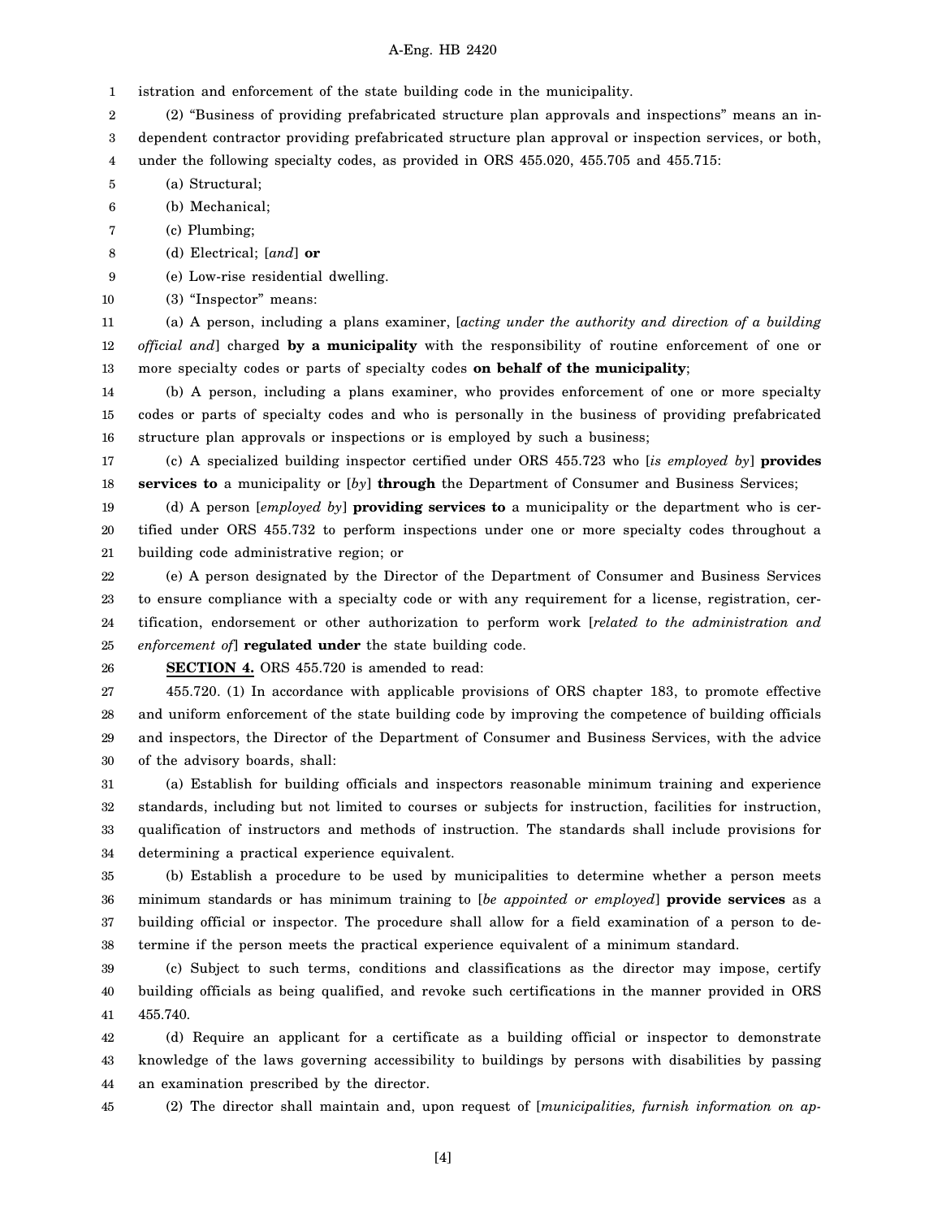istration and enforcement of the state building code in the municipality.

(2) "Business of providing prefabricated structure plan approvals and inspections" means an independent contractor providing prefabricated structure plan approval or inspection services, or both, under the following specialty codes, as provided in ORS 455.020, 455.705 and 455.715:

(a) Structural;

(b) Mechanical;

(c) Plumbing;

(d) Electrical; [*and*] **or**

(e) Low-rise residential dwelling.

(3) "Inspector" means:

(a) A person, including a plans examiner, [*acting under the authority and direction of a building official and*] charged **by a municipality** with the responsibility of routine enforcement of one or more specialty codes or parts of specialty codes **on behalf of the municipality**;

(b) A person, including a plans examiner, who provides enforcement of one or more specialty codes or parts of specialty codes and who is personally in the business of providing prefabricated structure plan approvals or inspections or is employed by such a business;

(c) A specialized building inspector certified under ORS 455.723 who [*is employed by*] **provides services to** a municipality or [*by*] **through** the Department of Consumer and Business Services;

(d) A person [*employed by*] **providing services to** a municipality or the department who is certified under ORS 455.732 to perform inspections under one or more specialty codes throughout a building code administrative region; or

(e) A person designated by the Director of the Department of Consumer and Business Services to ensure compliance with a specialty code or with any requirement for a license, registration, certification, endorsement or other authorization to perform work [*related to the administration and enforcement of*] **regulated under** the state building code.

**SECTION 4.** ORS 455.720 is amended to read:

455.720. (1) In accordance with applicable provisions of ORS chapter 183, to promote effective and uniform enforcement of the state building code by improving the competence of building officials and inspectors, the Director of the Department of Consumer and Business Services, with the advice of the advisory boards, shall:

(a) Establish for building officials and inspectors reasonable minimum training and experience standards, including but not limited to courses or subjects for instruction, facilities for instruction, qualification of instructors and methods of instruction. The standards shall include provisions for determining a practical experience equivalent.

(b) Establish a procedure to be used by municipalities to determine whether a person meets minimum standards or has minimum training to [*be appointed or employed*] **provide services** as a building official or inspector. The procedure shall allow for a field examination of a person to determine if the person meets the practical experience equivalent of a minimum standard.

(c) Subject to such terms, conditions and classifications as the director may impose, certify building officials as being qualified, and revoke such certifications in the manner provided in ORS 455.740.

(d) Require an applicant for a certificate as a building official or inspector to demonstrate knowledge of the laws governing accessibility to buildings by persons with disabilities by passing an examination prescribed by the director.

(2) The director shall maintain and, upon request of [*municipalities, furnish information on ap-*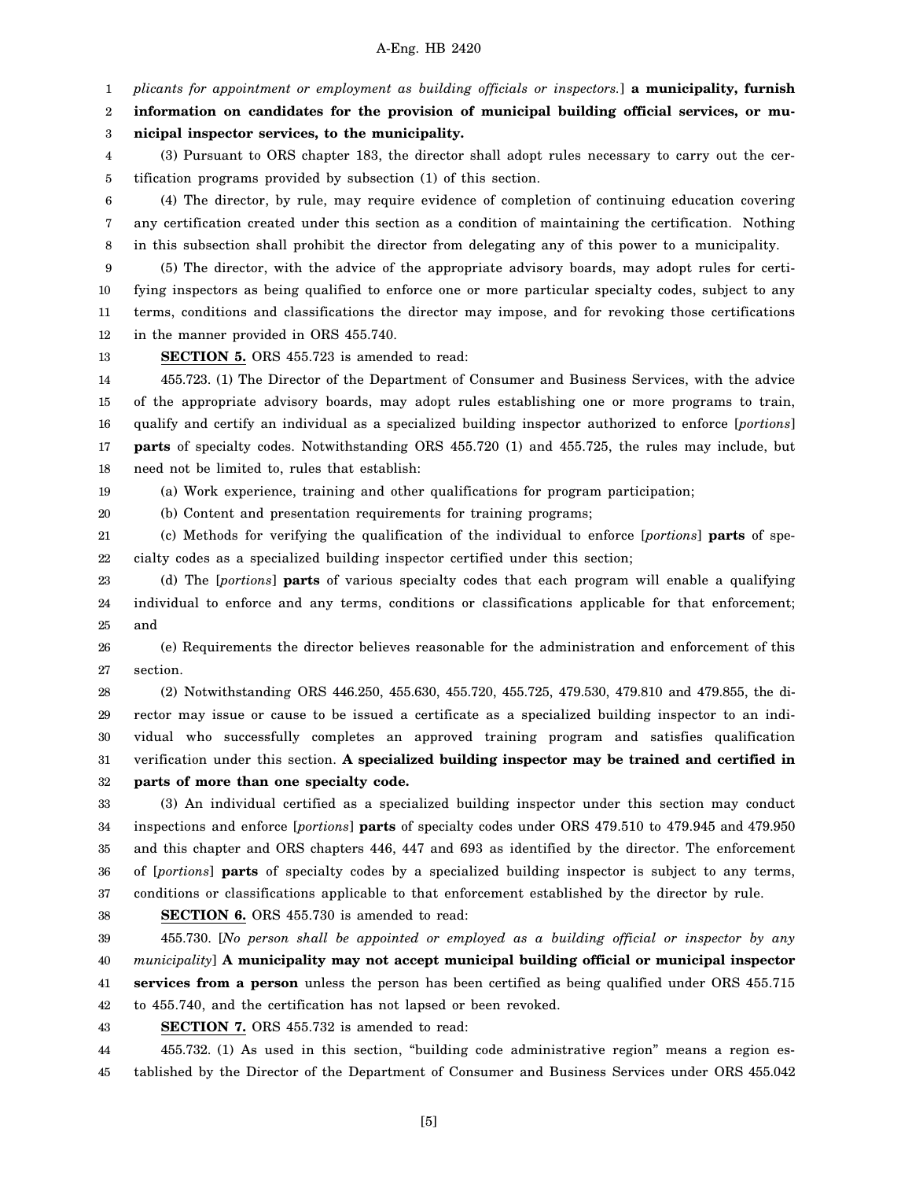*plicants for appointment or employment as building officials or inspectors.*] **a municipality, furnish information on candidates for the provision of municipal building official services, or municipal inspector services, to the municipality.**

(3) Pursuant to ORS chapter 183, the director shall adopt rules necessary to carry out the certification programs provided by subsection (1) of this section.

(4) The director, by rule, may require evidence of completion of continuing education covering any certification created under this section as a condition of maintaining the certification. Nothing in this subsection shall prohibit the director from delegating any of this power to a municipality.

(5) The director, with the advice of the appropriate advisory boards, may adopt rules for certifying inspectors as being qualified to enforce one or more particular specialty codes, subject to any terms, conditions and classifications the director may impose, and for revoking those certifications in the manner provided in ORS 455.740.

**SECTION 5.** ORS 455.723 is amended to read:

455.723. (1) The Director of the Department of Consumer and Business Services, with the advice of the appropriate advisory boards, may adopt rules establishing one or more programs to train, qualify and certify an individual as a specialized building inspector authorized to enforce [*portions*] **parts** of specialty codes. Notwithstanding ORS 455.720 (1) and 455.725, the rules may include, but need not be limited to, rules that establish:

(a) Work experience, training and other qualifications for program participation;

(b) Content and presentation requirements for training programs;

(c) Methods for verifying the qualification of the individual to enforce [*portions*] **parts** of specialty codes as a specialized building inspector certified under this section;

(d) The [*portions*] **parts** of various specialty codes that each program will enable a qualifying individual to enforce and any terms, conditions or classifications applicable for that enforcement; and

(e) Requirements the director believes reasonable for the administration and enforcement of this section.

(2) Notwithstanding ORS 446.250, 455.630, 455.720, 455.725, 479.530, 479.810 and 479.855, the director may issue or cause to be issued a certificate as a specialized building inspector to an individual who successfully completes an approved training program and satisfies qualification verification under this section. **A specialized building inspector may be trained and certified in parts of more than one specialty code.**

(3) An individual certified as a specialized building inspector under this section may conduct inspections and enforce [*portions*] **parts** of specialty codes under ORS 479.510 to 479.945 and 479.950 and this chapter and ORS chapters 446, 447 and 693 as identified by the director. The enforcement of [*portions*] **parts** of specialty codes by a specialized building inspector is subject to any terms, conditions or classifications applicable to that enforcement established by the director by rule.

**SECTION 6.** ORS 455.730 is amended to read:

455.730. [*No person shall be appointed or employed as a building official or inspector by any municipality*] **A municipality may not accept municipal building official or municipal inspector services from a person** unless the person has been certified as being qualified under ORS 455.715 to 455.740, and the certification has not lapsed or been revoked.

**SECTION 7.** ORS 455.732 is amended to read:

455.732. (1) As used in this section, "building code administrative region" means a region established by the Director of the Department of Consumer and Business Services under ORS 455.042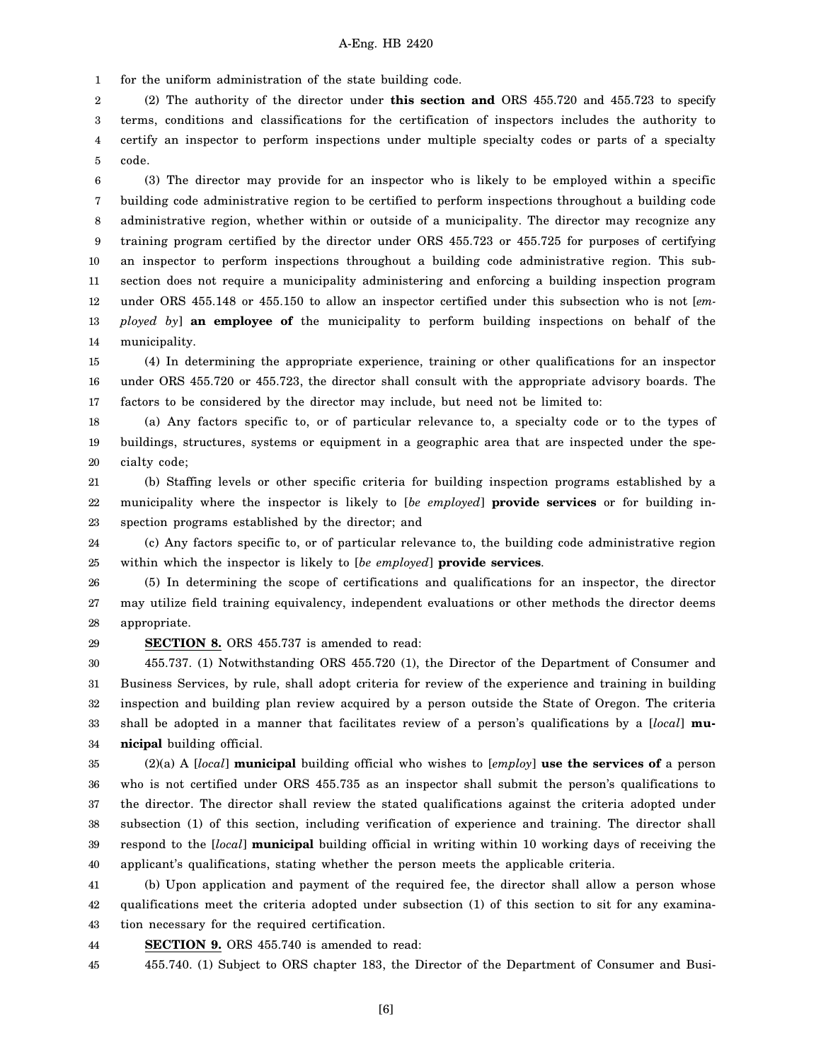for the uniform administration of the state building code.

(2) The authority of the director under **this section and** ORS 455.720 and 455.723 to specify terms, conditions and classifications for the certification of inspectors includes the authority to certify an inspector to perform inspections under multiple specialty codes or parts of a specialty code.

(3) The director may provide for an inspector who is likely to be employed within a specific building code administrative region to be certified to perform inspections throughout a building code administrative region, whether within or outside of a municipality. The director may recognize any training program certified by the director under ORS 455.723 or 455.725 for purposes of certifying an inspector to perform inspections throughout a building code administrative region. This subsection does not require a municipality administering and enforcing a building inspection program under ORS 455.148 or 455.150 to allow an inspector certified under this subsection who is not [*employed by*] **an employee of** the municipality to perform building inspections on behalf of the municipality.

(4) In determining the appropriate experience, training or other qualifications for an inspector under ORS 455.720 or 455.723, the director shall consult with the appropriate advisory boards. The factors to be considered by the director may include, but need not be limited to:

(a) Any factors specific to, or of particular relevance to, a specialty code or to the types of buildings, structures, systems or equipment in a geographic area that are inspected under the specialty code;

(b) Staffing levels or other specific criteria for building inspection programs established by a municipality where the inspector is likely to [*be employed*] **provide services** or for building inspection programs established by the director; and

(c) Any factors specific to, or of particular relevance to, the building code administrative region within which the inspector is likely to [*be employed*] **provide services**.

(5) In determining the scope of certifications and qualifications for an inspector, the director may utilize field training equivalency, independent evaluations or other methods the director deems appropriate.

**SECTION 8.** ORS 455.737 is amended to read:

455.737. (1) Notwithstanding ORS 455.720 (1), the Director of the Department of Consumer and Business Services, by rule, shall adopt criteria for review of the experience and training in building inspection and building plan review acquired by a person outside the State of Oregon. The criteria shall be adopted in a manner that facilitates review of a person's qualifications by a [*local*] **municipal** building official.

(2)(a) A [*local*] **municipal** building official who wishes to [*employ*] **use the services of** a person who is not certified under ORS 455.735 as an inspector shall submit the person's qualifications to the director. The director shall review the stated qualifications against the criteria adopted under subsection (1) of this section, including verification of experience and training. The director shall respond to the [*local*] **municipal** building official in writing within 10 working days of receiving the applicant's qualifications, stating whether the person meets the applicable criteria.

(b) Upon application and payment of the required fee, the director shall allow a person whose qualifications meet the criteria adopted under subsection (1) of this section to sit for any examination necessary for the required certification.

**SECTION 9.** ORS 455.740 is amended to read:

455.740. (1) Subject to ORS chapter 183, the Director of the Department of Consumer and Busi-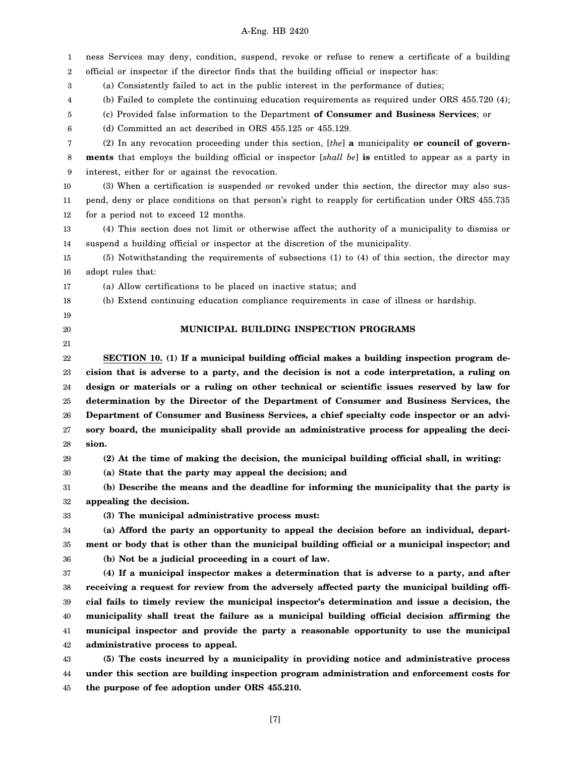ness Services may deny, condition, suspend, revoke or refuse to renew a certificate of a building official or inspector if the director finds that the building official or inspector has:

(a) Consistently failed to act in the public interest in the performance of duties;

(b) Failed to complete the continuing education requirements as required under ORS 455.720 (4);

(c) Provided false information to the Department **of Consumer and Business Services**; or

(d) Committed an act described in ORS 455.125 or 455.129.

(2) In any revocation proceeding under this section, [*the*] **a** municipality **or council of governments** that employs the building official or inspector [*shall be*] **is** entitled to appear as a party in interest, either for or against the revocation.

(3) When a certification is suspended or revoked under this section, the director may also suspend, deny or place conditions on that person's right to reapply for certification under ORS 455.735 for a period not to exceed 12 months.

(4) This section does not limit or otherwise affect the authority of a municipality to dismiss or suspend a building official or inspector at the discretion of the municipality.

(5) Notwithstanding the requirements of subsections (1) to (4) of this section, the director may adopt rules that:

(a) Allow certifications to be placed on inactive status; and

(b) Extend continuing education compliance requirements in case of illness or hardship.

## MUNICIPAL BUILDING INSPECTION PROGRAMS

**SECTION 10. (1) If a municipal building official makes a building inspection program decision that is adverse to a party, and the decision is not a code interpretation, a ruling on design or materials or a ruling on other technical or scientific issues reserved by law for determination by the Director of the Department of Consumer and Business Services, the Department of Consumer and Business Services, a chief specialty code inspector or an advisory board, the municipality shall provide an administrative process for appealing the decision.**

**(2) At the time of making the decision, the municipal building official shall, in writing:**

**(a) State that the party may appeal the decision; and**

**(b) Describe the means and the deadline for informing the municipality that the party is appealing the decision.**

**(3) The municipal administrative process must:**

**(a) Afford the party an opportunity to appeal the decision before an individual, department or body that is other than the municipal building official or a municipal inspector; and**

**(b) Not be a judicial proceeding in a court of law.**

**(4) If a municipal inspector makes a determination that is adverse to a party, and after receiving a request for review from the adversely affected party the municipal building official fails to timely review the municipal inspector's determination and issue a decision, the municipality shall treat the failure as a municipal building official decision affirming the municipal inspector and provide the party a reasonable opportunity to use the municipal administrative process to appeal.**

**(5) The costs incurred by a municipality in providing notice and administrative process under this section are building inspection program administration and enforcement costs for the purpose of fee adoption under ORS 455.210.**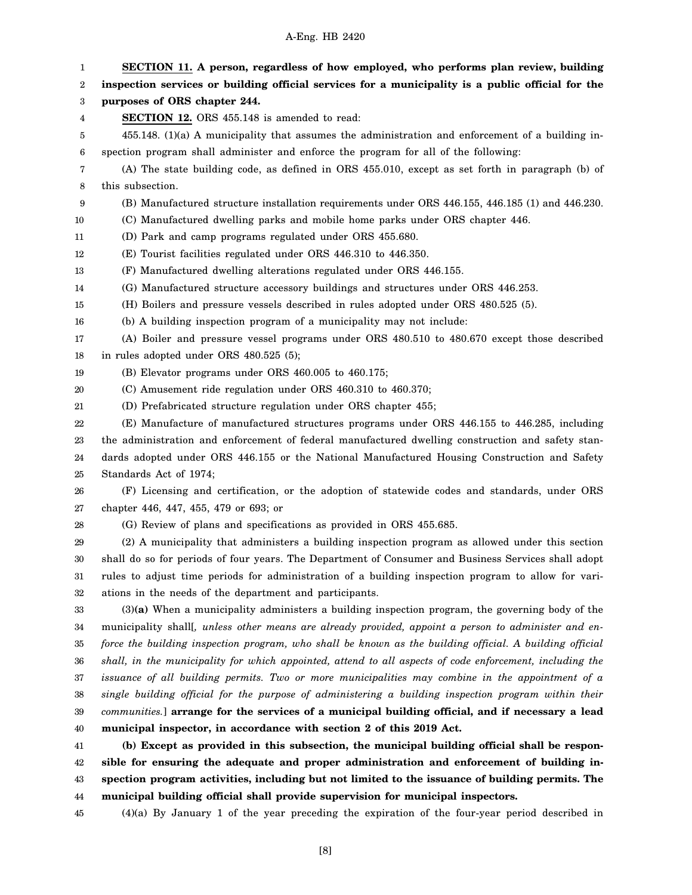**SECTION 11. A person, regardless of how employed, who performs plan review, building inspection services or building official services for a municipality is a public official for the purposes of ORS chapter 244.**

**SECTION 12.** ORS 455.148 is amended to read:

455.148. (1)(a) A municipality that assumes the administration and enforcement of a building inspection program shall administer and enforce the program for all of the following:

(A) The state building code, as defined in ORS 455.010, except as set forth in paragraph (b) of this subsection.

(B) Manufactured structure installation requirements under ORS 446.155, 446.185 (1) and 446.230.

(C) Manufactured dwelling parks and mobile home parks under ORS chapter 446.

(D) Park and camp programs regulated under ORS 455.680.

(E) Tourist facilities regulated under ORS 446.310 to 446.350.

(F) Manufactured dwelling alterations regulated under ORS 446.155.

(G) Manufactured structure accessory buildings and structures under ORS 446.253.

(H) Boilers and pressure vessels described in rules adopted under ORS 480.525 (5).

(b) A building inspection program of a municipality may not include:

(A) Boiler and pressure vessel programs under ORS 480.510 to 480.670 except those described in rules adopted under ORS 480.525 (5);

(B) Elevator programs under ORS 460.005 to 460.175;

(C) Amusement ride regulation under ORS 460.310 to 460.370;

(D) Prefabricated structure regulation under ORS chapter 455;

(E) Manufacture of manufactured structures programs under ORS 446.155 to 446.285, including the administration and enforcement of federal manufactured dwelling construction and safety standards adopted under ORS 446.155 or the National Manufactured Housing Construction and Safety Standards Act of 1974;

(F) Licensing and certification, or the adoption of statewide codes and standards, under ORS chapter 446, 447, 455, 479 or 693; or

(G) Review of plans and specifications as provided in ORS 455.685.

(2) A municipality that administers a building inspection program as allowed under this section shall do so for periods of four years. The Department of Consumer and Business Services shall adopt rules to adjust time periods for administration of a building inspection program to allow for variations in the needs of the department and participants.

(3)**(a)** When a municipality administers a building inspection program, the governing body of the municipality shall[*, unless other means are already provided, appoint a person to administer and enforce the building inspection program, who shall be known as the building official. A building official shall, in the municipality for which appointed, attend to all aspects of code enforcement, including the issuance of all building permits. Two or more municipalities may combine in the appointment of a single building official for the purpose of administering a building inspection program within their communities.*] **arrange for the services of a municipal building official, and if necessary a lead municipal inspector, in accordance with section 2 of this 2019 Act.**

**(b) Except as provided in this subsection, the municipal building official shall be responsible for ensuring the adequate and proper administration and enforcement of building inspection program activities, including but not limited to the issuance of building permits. The municipal building official shall provide supervision for municipal inspectors.**

(4)(a) By January 1 of the year preceding the expiration of the four-year period described in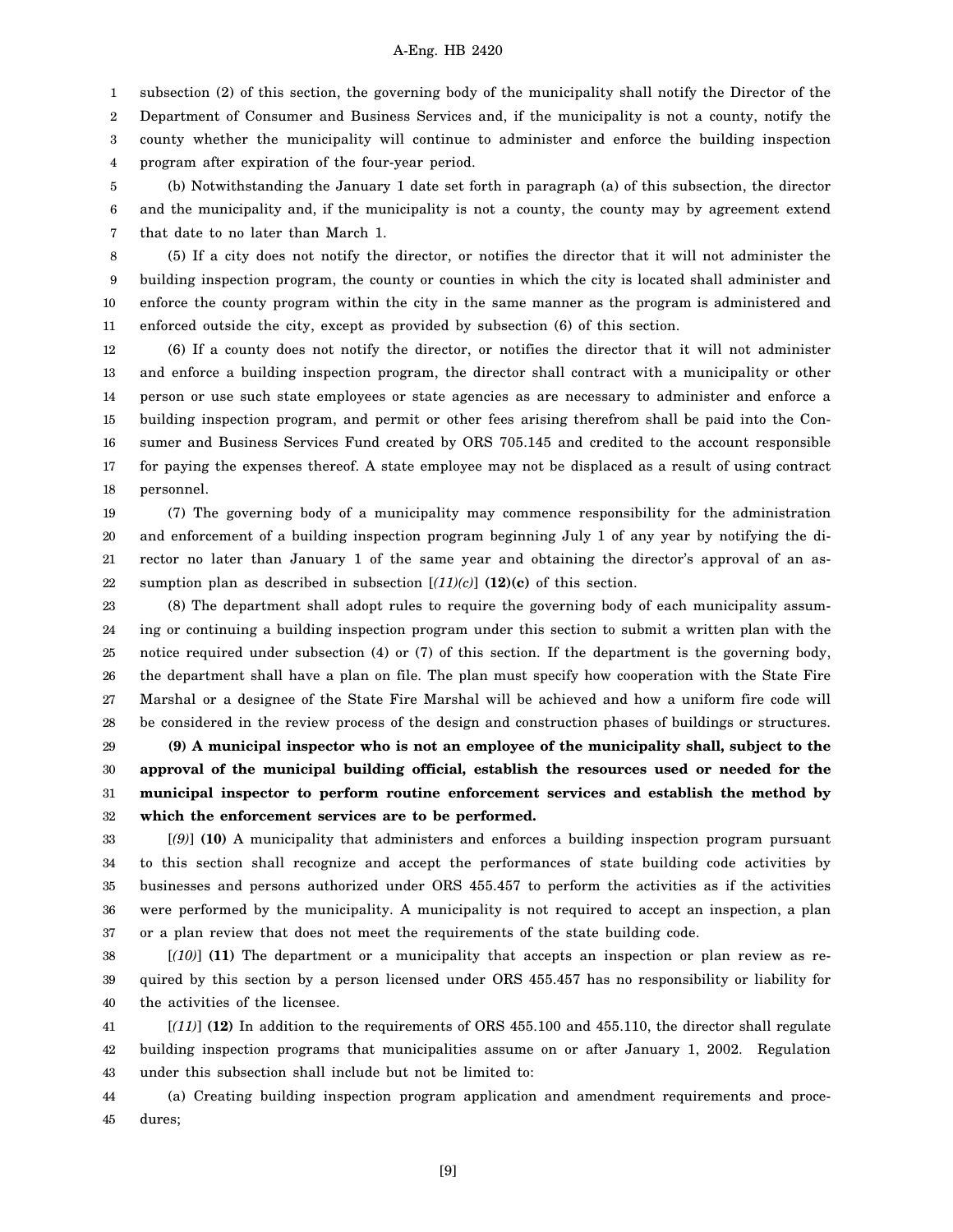subsection (2) of this section, the governing body of the municipality shall notify the Director of the Department of Consumer and Business Services and, if the municipality is not a county, notify the county whether the municipality will continue to administer and enforce the building inspection program after expiration of the four-year period.

(b) Notwithstanding the January 1 date set forth in paragraph (a) of this subsection, the director and the municipality and, if the municipality is not a county, the county may by agreement extend that date to no later than March 1.

(5) If a city does not notify the director, or notifies the director that it will not administer the building inspection program, the county or counties in which the city is located shall administer and enforce the county program within the city in the same manner as the program is administered and enforced outside the city, except as provided by subsection (6) of this section.

(6) If a county does not notify the director, or notifies the director that it will not administer and enforce a building inspection program, the director shall contract with a municipality or other person or use such state employees or state agencies as are necessary to administer and enforce a building inspection program, and permit or other fees arising therefrom shall be paid into the Consumer and Business Services Fund created by ORS 705.145 and credited to the account responsible for paying the expenses thereof. A state employee may not be displaced as a result of using contract personnel.

(7) The governing body of a municipality may commence responsibility for the administration and enforcement of a building inspection program beginning July 1 of any year by notifying the director no later than January 1 of the same year and obtaining the director's approval of an assumption plan as described in subsection [*(11)(c)*] **(12)(c)** of this section.

(8) The department shall adopt rules to require the governing body of each municipality assuming or continuing a building inspection program under this section to submit a written plan with the notice required under subsection (4) or (7) of this section. If the department is the governing body, the department shall have a plan on file. The plan must specify how cooperation with the State Fire Marshal or a designee of the State Fire Marshal will be achieved and how a uniform fire code will be considered in the review process of the design and construction phases of buildings or structures.

**(9) A municipal inspector who is not an employee of the municipality shall, subject to the approval of the municipal building official, establish the resources used or needed for the municipal inspector to perform routine enforcement services and establish the method by which the enforcement services are to be performed.**

[*(9)*] **(10)** A municipality that administers and enforces a building inspection program pursuant to this section shall recognize and accept the performances of state building code activities by businesses and persons authorized under ORS 455.457 to perform the activities as if the activities were performed by the municipality. A municipality is not required to accept an inspection, a plan or a plan review that does not meet the requirements of the state building code.

[*(10)*] **(11)** The department or a municipality that accepts an inspection or plan review as required by this section by a person licensed under ORS 455.457 has no responsibility or liability for the activities of the licensee.

[*(11)*] **(12)** In addition to the requirements of ORS 455.100 and 455.110, the director shall regulate building inspection programs that municipalities assume on or after January 1, 2002. Regulation under this subsection shall include but not be limited to:

(a) Creating building inspection program application and amendment requirements and procedures;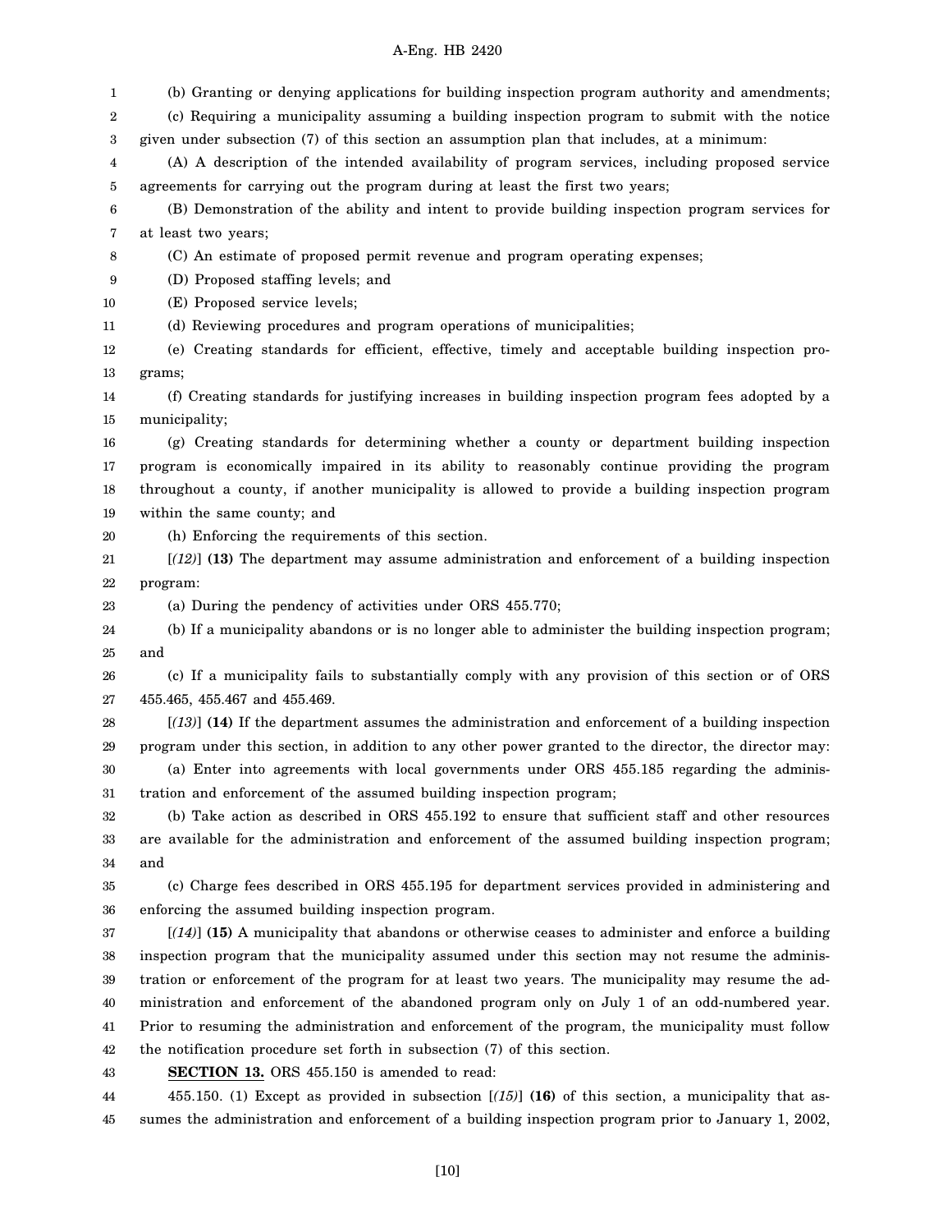(b) Granting or denying applications for building inspection program authority and amendments;

(c) Requiring a municipality assuming a building inspection program to submit with the notice given under subsection (7) of this section an assumption plan that includes, at a minimum:

(A) A description of the intended availability of program services, including proposed service agreements for carrying out the program during at least the first two years;

(B) Demonstration of the ability and intent to provide building inspection program services for at least two years;

(C) An estimate of proposed permit revenue and program operating expenses;

(D) Proposed staffing levels; and

(E) Proposed service levels;

(d) Reviewing procedures and program operations of municipalities;

(e) Creating standards for efficient, effective, timely and acceptable building inspection programs;

(f) Creating standards for justifying increases in building inspection program fees adopted by a municipality;

(g) Creating standards for determining whether a county or department building inspection program is economically impaired in its ability to reasonably continue providing the program throughout a county, if another municipality is allowed to provide a building inspection program within the same county; and

(h) Enforcing the requirements of this section.

[*(12)*] **(13)** The department may assume administration and enforcement of a building inspection program:

(a) During the pendency of activities under ORS 455.770;

(b) If a municipality abandons or is no longer able to administer the building inspection program; and

(c) If a municipality fails to substantially comply with any provision of this section or of ORS 455.465, 455.467 and 455.469.

[*(13)*] **(14)** If the department assumes the administration and enforcement of a building inspection program under this section, in addition to any other power granted to the director, the director may:

(a) Enter into agreements with local governments under ORS 455.185 regarding the administration and enforcement of the assumed building inspection program;

(b) Take action as described in ORS 455.192 to ensure that sufficient staff and other resources are available for the administration and enforcement of the assumed building inspection program; and

(c) Charge fees described in ORS 455.195 for department services provided in administering and enforcing the assumed building inspection program.

[*(14)*] **(15)** A municipality that abandons or otherwise ceases to administer and enforce a building inspection program that the municipality assumed under this section may not resume the administration or enforcement of the program for at least two years. The municipality may resume the administration and enforcement of the abandoned program only on July 1 of an odd-numbered year. Prior to resuming the administration and enforcement of the program, the municipality must follow the notification procedure set forth in subsection (7) of this section.

**SECTION 13.** ORS 455.150 is amended to read:

455.150. (1) Except as provided in subsection [*(15)*] **(16)** of this section, a municipality that assumes the administration and enforcement of a building inspection program prior to January 1, 2002,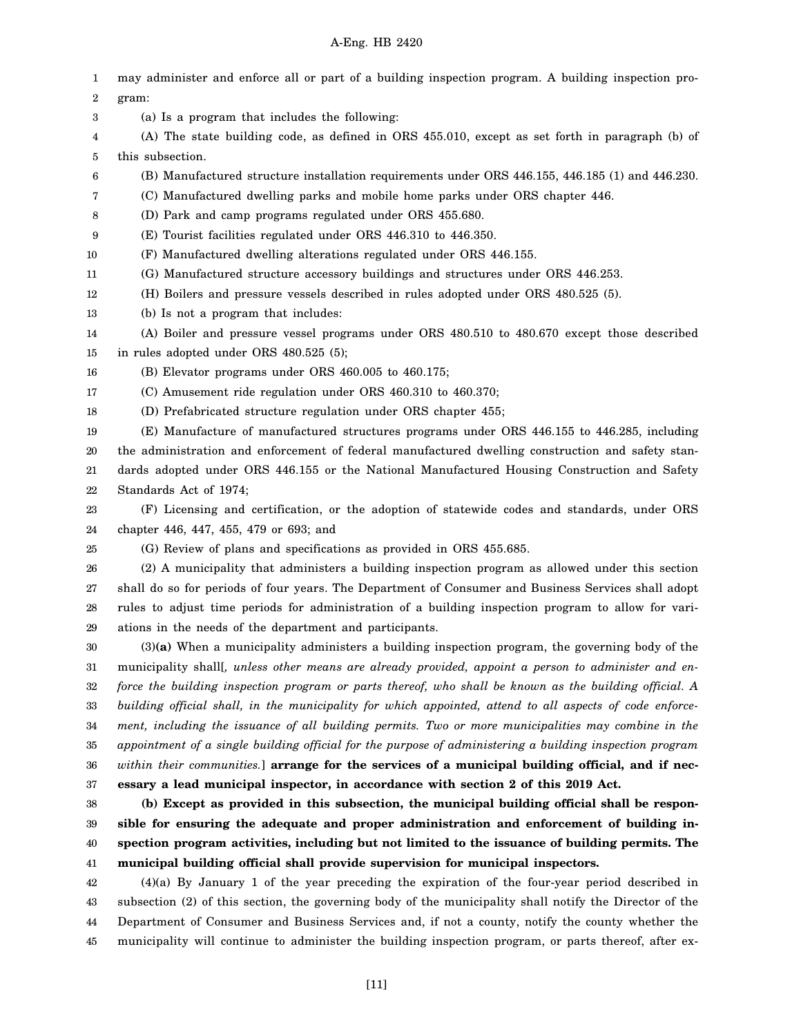may administer and enforce all or part of a building inspection program. A building inspection program:

(a) Is a program that includes the following:

(A) The state building code, as defined in ORS 455.010, except as set forth in paragraph (b) of this subsection.

(B) Manufactured structure installation requirements under ORS 446.155, 446.185 (1) and 446.230.

(C) Manufactured dwelling parks and mobile home parks under ORS chapter 446.

(D) Park and camp programs regulated under ORS 455.680.

(E) Tourist facilities regulated under ORS 446.310 to 446.350.

(F) Manufactured dwelling alterations regulated under ORS 446.155.

(G) Manufactured structure accessory buildings and structures under ORS 446.253.

(H) Boilers and pressure vessels described in rules adopted under ORS 480.525 (5).

(b) Is not a program that includes:

(A) Boiler and pressure vessel programs under ORS 480.510 to 480.670 except those described in rules adopted under ORS 480.525 (5);

(B) Elevator programs under ORS 460.005 to 460.175;

(C) Amusement ride regulation under ORS 460.310 to 460.370;

(D) Prefabricated structure regulation under ORS chapter 455;

(E) Manufacture of manufactured structures programs under ORS 446.155 to 446.285, including the administration and enforcement of federal manufactured dwelling construction and safety standards adopted under ORS 446.155 or the National Manufactured Housing Construction and Safety Standards Act of 1974;

(F) Licensing and certification, or the adoption of statewide codes and standards, under ORS chapter 446, 447, 455, 479 or 693; and

(G) Review of plans and specifications as provided in ORS 455.685.

(2) A municipality that administers a building inspection program as allowed under this section shall do so for periods of four years. The Department of Consumer and Business Services shall adopt rules to adjust time periods for administration of a building inspection program to allow for variations in the needs of the department and participants.

(3)**(a)** When a municipality administers a building inspection program, the governing body of the municipality shall[*, unless other means are already provided, appoint a person to administer and enforce the building inspection program or parts thereof, who shall be known as the building official. A building official shall, in the municipality for which appointed, attend to all aspects of code enforcement, including the issuance of all building permits. Two or more municipalities may combine in the appointment of a single building official for the purpose of administering a building inspection program within their communities.*] **arrange for the services of a municipal building official, and if necessary a lead municipal inspector, in accordance with section 2 of this 2019 Act.**

**(b) Except as provided in this subsection, the municipal building official shall be responsible for ensuring the adequate and proper administration and enforcement of building inspection program activities, including but not limited to the issuance of building permits. The municipal building official shall provide supervision for municipal inspectors.**

(4)(a) By January 1 of the year preceding the expiration of the four-year period described in subsection (2) of this section, the governing body of the municipality shall notify the Director of the Department of Consumer and Business Services and, if not a county, notify the county whether the municipality will continue to administer the building inspection program, or parts thereof, after ex-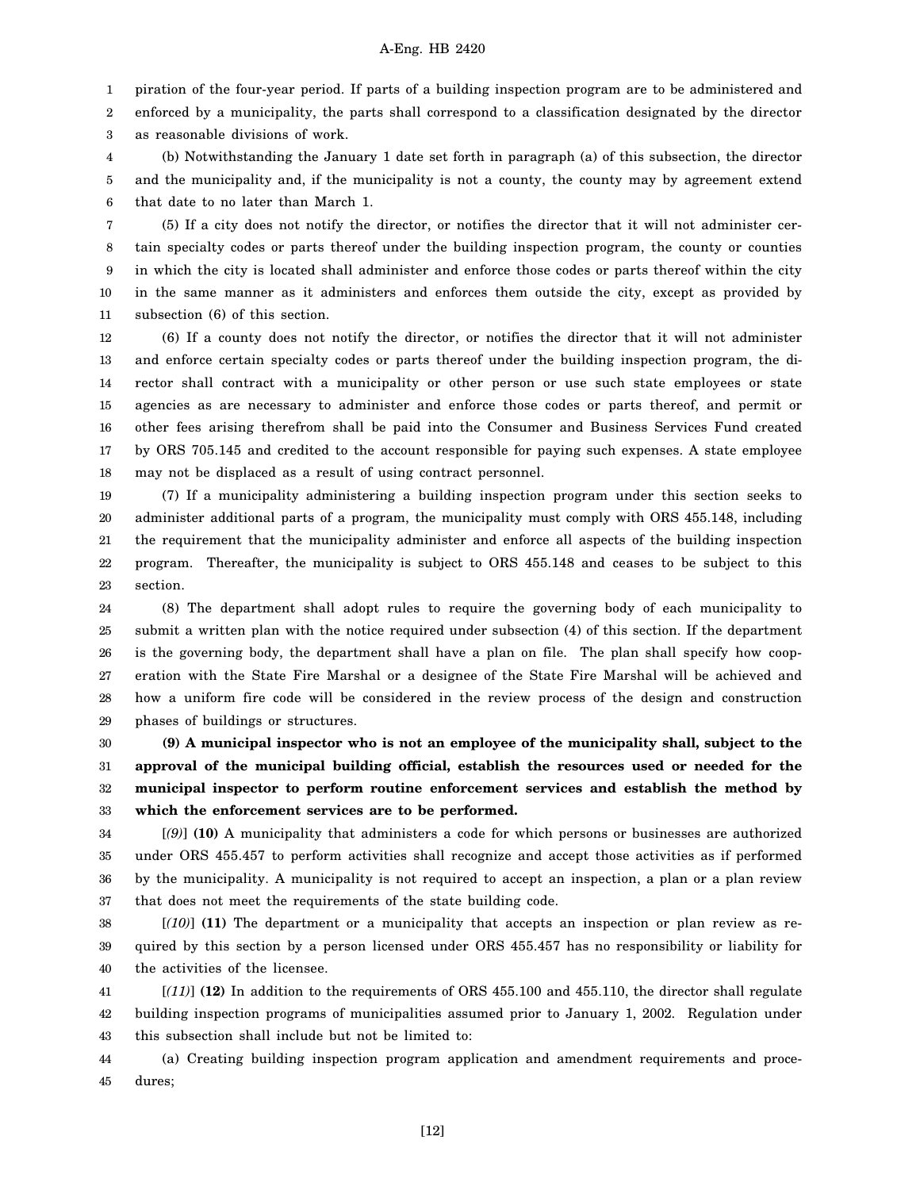piration of the four-year period. If parts of a building inspection program are to be administered and enforced by a municipality, the parts shall correspond to a classification designated by the director as reasonable divisions of work.

(b) Notwithstanding the January 1 date set forth in paragraph (a) of this subsection, the director and the municipality and, if the municipality is not a county, the county may by agreement extend that date to no later than March 1.

(5) If a city does not notify the director, or notifies the director that it will not administer certain specialty codes or parts thereof under the building inspection program, the county or counties in which the city is located shall administer and enforce those codes or parts thereof within the city in the same manner as it administers and enforces them outside the city, except as provided by subsection (6) of this section.

(6) If a county does not notify the director, or notifies the director that it will not administer and enforce certain specialty codes or parts thereof under the building inspection program, the director shall contract with a municipality or other person or use such state employees or state agencies as are necessary to administer and enforce those codes or parts thereof, and permit or other fees arising therefrom shall be paid into the Consumer and Business Services Fund created by ORS 705.145 and credited to the account responsible for paying such expenses. A state employee may not be displaced as a result of using contract personnel.

(7) If a municipality administering a building inspection program under this section seeks to administer additional parts of a program, the municipality must comply with ORS 455.148, including the requirement that the municipality administer and enforce all aspects of the building inspection program. Thereafter, the municipality is subject to ORS 455.148 and ceases to be subject to this section.

(8) The department shall adopt rules to require the governing body of each municipality to submit a written plan with the notice required under subsection (4) of this section. If the department is the governing body, the department shall have a plan on file. The plan shall specify how cooperation with the State Fire Marshal or a designee of the State Fire Marshal will be achieved and how a uniform fire code will be considered in the review process of the design and construction phases of buildings or structures.

**(9) A municipal inspector who is not an employee of the municipality shall, subject to the approval of the municipal building official, establish the resources used or needed for the municipal inspector to perform routine enforcement services and establish the method by which the enforcement services are to be performed.**

[*(9)*] **(10)** A municipality that administers a code for which persons or businesses are authorized under ORS 455.457 to perform activities shall recognize and accept those activities as if performed by the municipality. A municipality is not required to accept an inspection, a plan or a plan review that does not meet the requirements of the state building code.

[*(10)*] **(11)** The department or a municipality that accepts an inspection or plan review as required by this section by a person licensed under ORS 455.457 has no responsibility or liability for the activities of the licensee.

[*(11)*] **(12)** In addition to the requirements of ORS 455.100 and 455.110, the director shall regulate building inspection programs of municipalities assumed prior to January 1, 2002. Regulation under this subsection shall include but not be limited to:

(a) Creating building inspection program application and amendment requirements and procedures;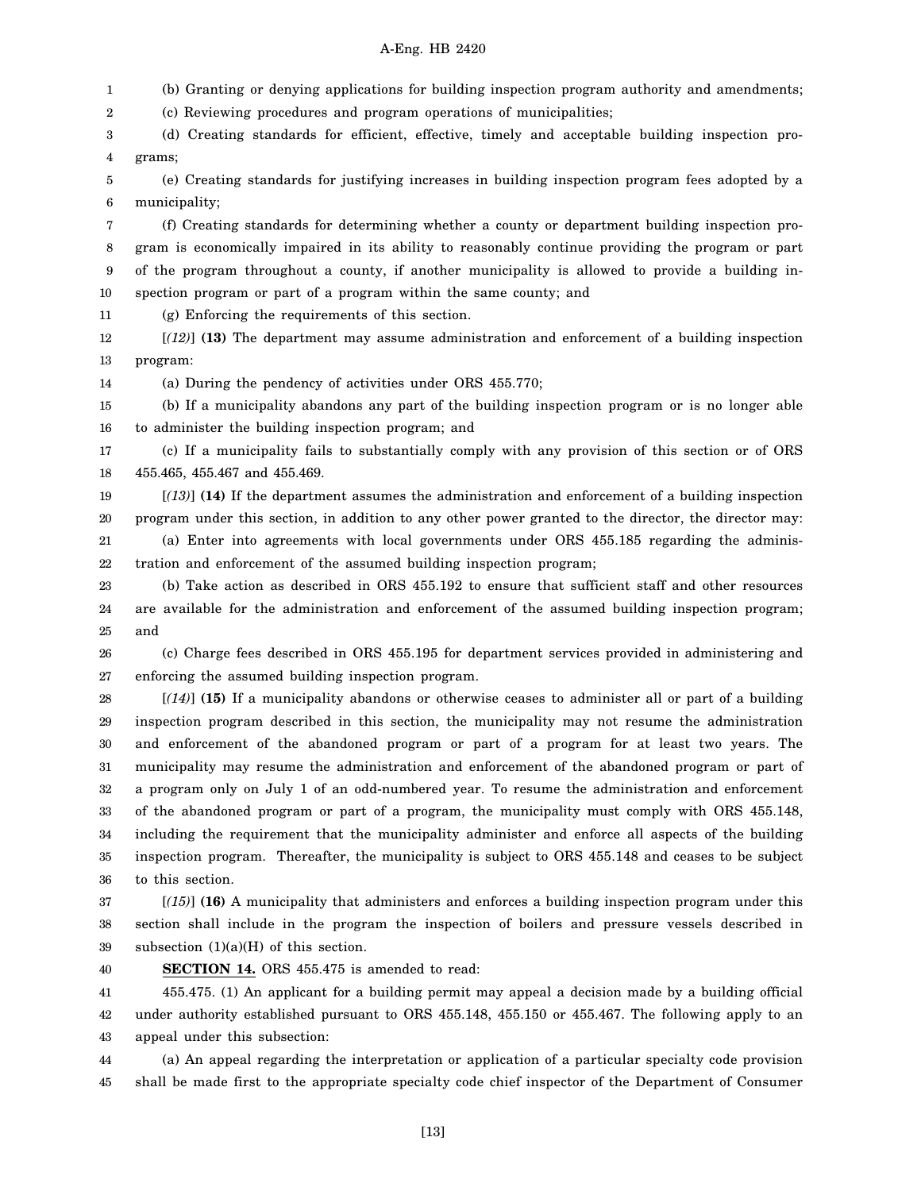(b) Granting or denying applications for building inspection program authority and amendments;

(c) Reviewing procedures and program operations of municipalities;

(d) Creating standards for efficient, effective, timely and acceptable building inspection programs;

(e) Creating standards for justifying increases in building inspection program fees adopted by a municipality;

(f) Creating standards for determining whether a county or department building inspection program is economically impaired in its ability to reasonably continue providing the program or part of the program throughout a county, if another municipality is allowed to provide a building inspection program or part of a program within the same county; and

(g) Enforcing the requirements of this section.

[*(12)*] **(13)** The department may assume administration and enforcement of a building inspection program:

(a) During the pendency of activities under ORS 455.770;

(b) If a municipality abandons any part of the building inspection program or is no longer able to administer the building inspection program; and

(c) If a municipality fails to substantially comply with any provision of this section or of ORS 455.465, 455.467 and 455.469.

[*(13)*] **(14)** If the department assumes the administration and enforcement of a building inspection program under this section, in addition to any other power granted to the director, the director may:

(a) Enter into agreements with local governments under ORS 455.185 regarding the administration and enforcement of the assumed building inspection program;

(b) Take action as described in ORS 455.192 to ensure that sufficient staff and other resources are available for the administration and enforcement of the assumed building inspection program; and

(c) Charge fees described in ORS 455.195 for department services provided in administering and enforcing the assumed building inspection program.

[*(14)*] **(15)** If a municipality abandons or otherwise ceases to administer all or part of a building inspection program described in this section, the municipality may not resume the administration and enforcement of the abandoned program or part of a program for at least two years. The municipality may resume the administration and enforcement of the abandoned program or part of a program only on July 1 of an odd-numbered year. To resume the administration and enforcement of the abandoned program or part of a program, the municipality must comply with ORS 455.148, including the requirement that the municipality administer and enforce all aspects of the building inspection program. Thereafter, the municipality is subject to ORS 455.148 and ceases to be subject to this section.

[*(15)*] **(16)** A municipality that administers and enforces a building inspection program under this section shall include in the program the inspection of boilers and pressure vessels described in subsection (1)(a)(H) of this section.

**SECTION 14.** ORS 455.475 is amended to read:

455.475. (1) An applicant for a building permit may appeal a decision made by a building official under authority established pursuant to ORS 455.148, 455.150 or 455.467. The following apply to an appeal under this subsection:

(a) An appeal regarding the interpretation or application of a particular specialty code provision shall be made first to the appropriate specialty code chief inspector of the Department of Consumer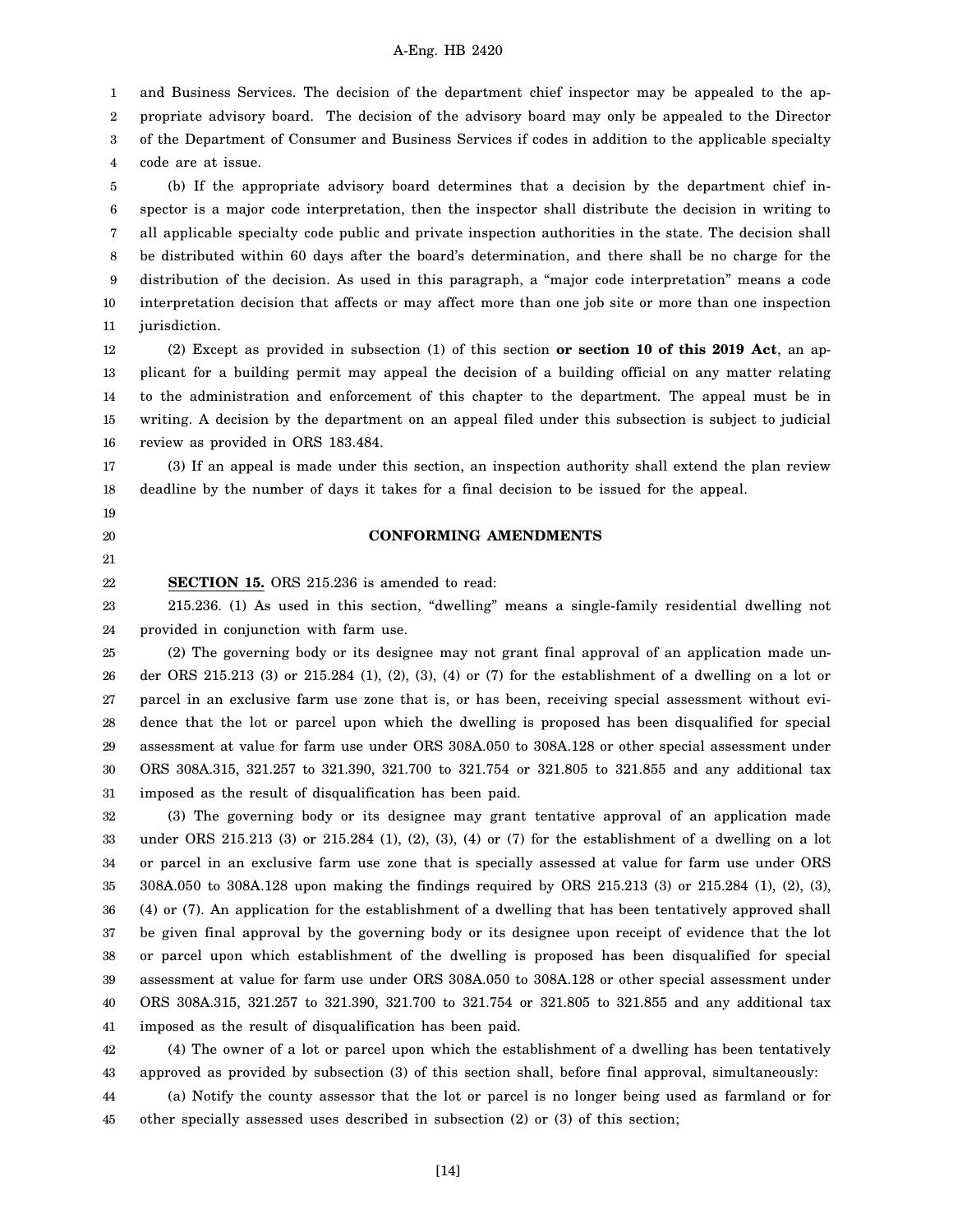and Business Services. The decision of the department chief inspector may be appealed to the appropriate advisory board. The decision of the advisory board may only be appealed to the Director of the Department of Consumer and Business Services if codes in addition to the applicable specialty code are at issue.

(b) If the appropriate advisory board determines that a decision by the department chief inspector is a major code interpretation, then the inspector shall distribute the decision in writing to all applicable specialty code public and private inspection authorities in the state. The decision shall be distributed within 60 days after the board's determination, and there shall be no charge for the distribution of the decision. As used in this paragraph, a "major code interpretation" means a code interpretation decision that affects or may affect more than one job site or more than one inspection jurisdiction.

(2) Except as provided in subsection (1) of this section **or section 10 of this 2019 Act**, an applicant for a building permit may appeal the decision of a building official on any matter relating to the administration and enforcement of this chapter to the department. The appeal must be in writing. A decision by the department on an appeal filed under this subsection is subject to judicial review as provided in ORS 183.484.

(3) If an appeal is made under this section, an inspection authority shall extend the plan review deadline by the number of days it takes for a final decision to be issued for the appeal.

## CONFORMING AMENDMENTS

**SECTION 15.** ORS 215.236 is amended to read:

215.236. (1) As used in this section, "dwelling" means a single-family residential dwelling not provided in conjunction with farm use.

(2) The governing body or its designee may not grant final approval of an application made under ORS 215.213 (3) or 215.284 (1), (2), (3), (4) or (7) for the establishment of a dwelling on a lot or parcel in an exclusive farm use zone that is, or has been, receiving special assessment without evidence that the lot or parcel upon which the dwelling is proposed has been disqualified for special assessment at value for farm use under ORS 308A.050 to 308A.128 or other special assessment under ORS 308A.315, 321.257 to 321.390, 321.700 to 321.754 or 321.805 to 321.855 and any additional tax imposed as the result of disqualification has been paid.

(3) The governing body or its designee may grant tentative approval of an application made under ORS 215.213 (3) or 215.284 (1), (2), (3), (4) or (7) for the establishment of a dwelling on a lot or parcel in an exclusive farm use zone that is specially assessed at value for farm use under ORS 308A.050 to 308A.128 upon making the findings required by ORS 215.213 (3) or 215.284 (1), (2), (3), (4) or (7). An application for the establishment of a dwelling that has been tentatively approved shall be given final approval by the governing body or its designee upon receipt of evidence that the lot or parcel upon which establishment of the dwelling is proposed has been disqualified for special assessment at value for farm use under ORS 308A.050 to 308A.128 or other special assessment under ORS 308A.315, 321.257 to 321.390, 321.700 to 321.754 or 321.805 to 321.855 and any additional tax imposed as the result of disqualification has been paid.

(4) The owner of a lot or parcel upon which the establishment of a dwelling has been tentatively approved as provided by subsection (3) of this section shall, before final approval, simultaneously:

(a) Notify the county assessor that the lot or parcel is no longer being used as farmland or for other specially assessed uses described in subsection (2) or (3) of this section;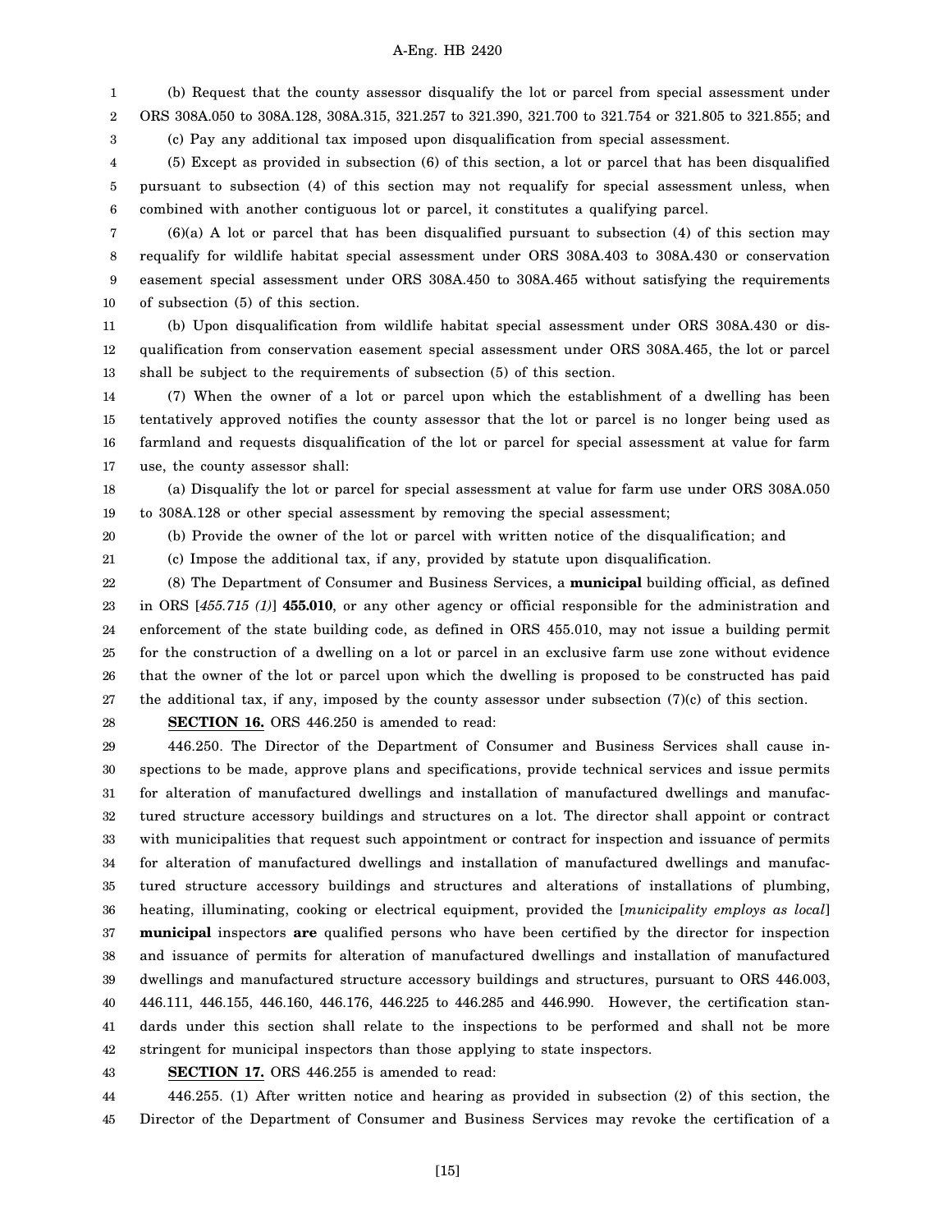(b) Request that the county assessor disqualify the lot or parcel from special assessment under ORS 308A.050 to 308A.128, 308A.315, 321.257 to 321.390, 321.700 to 321.754 or 321.805 to 321.855; and

(c) Pay any additional tax imposed upon disqualification from special assessment.

(5) Except as provided in subsection (6) of this section, a lot or parcel that has been disqualified pursuant to subsection (4) of this section may not requalify for special assessment unless, when combined with another contiguous lot or parcel, it constitutes a qualifying parcel.

(6)(a) A lot or parcel that has been disqualified pursuant to subsection (4) of this section may requalify for wildlife habitat special assessment under ORS 308A.403 to 308A.430 or conservation easement special assessment under ORS 308A.450 to 308A.465 without satisfying the requirements of subsection (5) of this section.

(b) Upon disqualification from wildlife habitat special assessment under ORS 308A.430 or disqualification from conservation easement special assessment under ORS 308A.465, the lot or parcel shall be subject to the requirements of subsection (5) of this section.

(7) When the owner of a lot or parcel upon which the establishment of a dwelling has been tentatively approved notifies the county assessor that the lot or parcel is no longer being used as farmland and requests disqualification of the lot or parcel for special assessment at value for farm use, the county assessor shall:

(a) Disqualify the lot or parcel for special assessment at value for farm use under ORS 308A.050 to 308A.128 or other special assessment by removing the special assessment;

(b) Provide the owner of the lot or parcel with written notice of the disqualification; and

(c) Impose the additional tax, if any, provided by statute upon disqualification.

(8) The Department of Consumer and Business Services, a **municipal** building official, as defined in ORS [*455.715 (1)*] **455.010**, or any other agency or official responsible for the administration and enforcement of the state building code, as defined in ORS 455.010, may not issue a building permit for the construction of a dwelling on a lot or parcel in an exclusive farm use zone without evidence that the owner of the lot or parcel upon which the dwelling is proposed to be constructed has paid the additional tax, if any, imposed by the county assessor under subsection (7)(c) of this section.

**SECTION 16.** ORS 446.250 is amended to read:

446.250. The Director of the Department of Consumer and Business Services shall cause inspections to be made, approve plans and specifications, provide technical services and issue permits for alteration of manufactured dwellings and installation of manufactured dwellings and manufactured structure accessory buildings and structures on a lot. The director shall appoint or contract with municipalities that request such appointment or contract for inspection and issuance of permits for alteration of manufactured dwellings and installation of manufactured dwellings and manufactured structure accessory buildings and structures and alterations of installations of plumbing, heating, illuminating, cooking or electrical equipment, provided the [*municipality employs as local*] **municipal** inspectors **are** qualified persons who have been certified by the director for inspection and issuance of permits for alteration of manufactured dwellings and installation of manufactured dwellings and manufactured structure accessory buildings and structures, pursuant to ORS 446.003, 446.111, 446.155, 446.160, 446.176, 446.225 to 446.285 and 446.990. However, the certification standards under this section shall relate to the inspections to be performed and shall not be more stringent for municipal inspectors than those applying to state inspectors.

**SECTION 17.** ORS 446.255 is amended to read:

446.255. (1) After written notice and hearing as provided in subsection (2) of this section, the Director of the Department of Consumer and Business Services may revoke the certification of a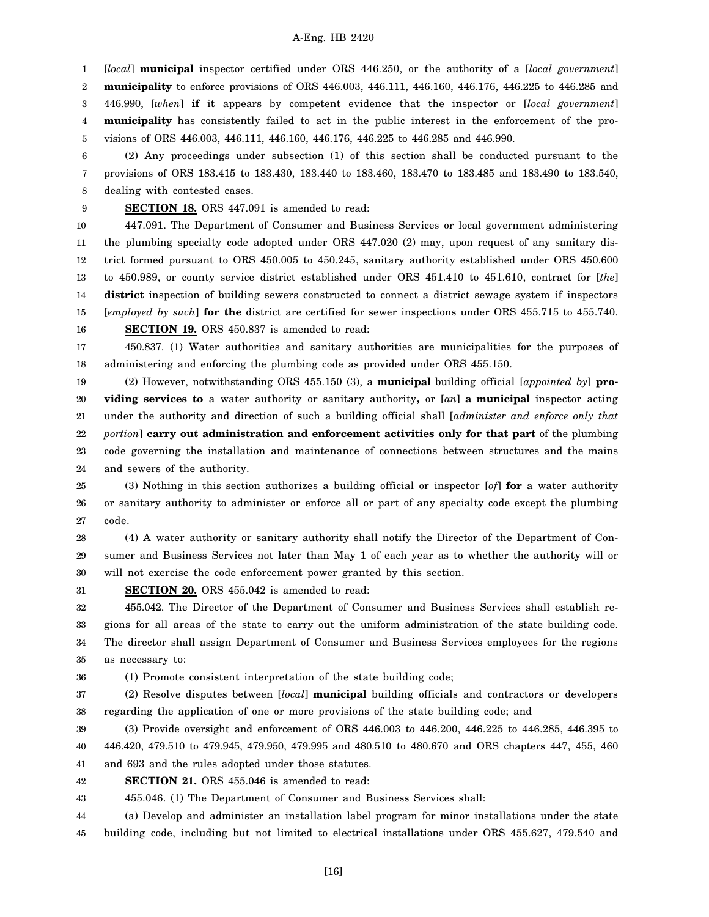[*local*] **municipal** inspector certified under ORS 446.250, or the authority of a [*local government*] **municipality** to enforce provisions of ORS 446.003, 446.111, 446.160, 446.176, 446.225 to 446.285 and 446.990, [*when*] **if** it appears by competent evidence that the inspector or [*local government*] **municipality** has consistently failed to act in the public interest in the enforcement of the provisions of ORS 446.003, 446.111, 446.160, 446.176, 446.225 to 446.285 and 446.990.

(2) Any proceedings under subsection (1) of this section shall be conducted pursuant to the provisions of ORS 183.415 to 183.430, 183.440 to 183.460, 183.470 to 183.485 and 183.490 to 183.540, dealing with contested cases.

**SECTION 18.** ORS 447.091 is amended to read:

447.091. The Department of Consumer and Business Services or local government administering the plumbing specialty code adopted under ORS 447.020 (2) may, upon request of any sanitary district formed pursuant to ORS 450.005 to 450.245, sanitary authority established under ORS 450.600 to 450.989, or county service district established under ORS 451.410 to 451.610, contract for [*the*] **district** inspection of building sewers constructed to connect a district sewage system if inspectors [*employed by such*] **for the** district are certified for sewer inspections under ORS 455.715 to 455.740.

**SECTION 19.** ORS 450.837 is amended to read:

450.837. (1) Water authorities and sanitary authorities are municipalities for the purposes of administering and enforcing the plumbing code as provided under ORS 455.150.

(2) However, notwithstanding ORS 455.150 (3), a **municipal** building official [*appointed by*] **providing services to** a water authority or sanitary authority**,** or [*an*] **a municipal** inspector acting under the authority and direction of such a building official shall [*administer and enforce only that portion*] **carry out administration and enforcement activities only for that part** of the plumbing code governing the installation and maintenance of connections between structures and the mains and sewers of the authority.

(3) Nothing in this section authorizes a building official or inspector [*of*] **for** a water authority or sanitary authority to administer or enforce all or part of any specialty code except the plumbing code.

(4) A water authority or sanitary authority shall notify the Director of the Department of Consumer and Business Services not later than May 1 of each year as to whether the authority will or will not exercise the code enforcement power granted by this section.

**SECTION 20.** ORS 455.042 is amended to read:

455.042. The Director of the Department of Consumer and Business Services shall establish regions for all areas of the state to carry out the uniform administration of the state building code. The director shall assign Department of Consumer and Business Services employees for the regions as necessary to:

(1) Promote consistent interpretation of the state building code;

(2) Resolve disputes between [*local*] **municipal** building officials and contractors or developers regarding the application of one or more provisions of the state building code; and

(3) Provide oversight and enforcement of ORS 446.003 to 446.200, 446.225 to 446.285, 446.395 to 446.420, 479.510 to 479.945, 479.950, 479.995 and 480.510 to 480.670 and ORS chapters 447, 455, 460 and 693 and the rules adopted under those statutes.

**SECTION 21.** ORS 455.046 is amended to read:

455.046. (1) The Department of Consumer and Business Services shall:

(a) Develop and administer an installation label program for minor installations under the state building code, including but not limited to electrical installations under ORS 455.627, 479.540 and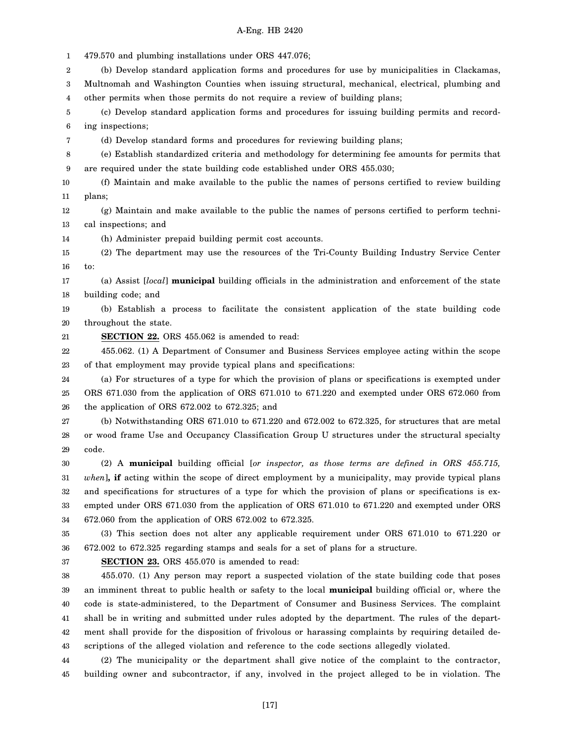479.570 and plumbing installations under ORS 447.076;

(b) Develop standard application forms and procedures for use by municipalities in Clackamas, Multnomah and Washington Counties when issuing structural, mechanical, electrical, plumbing and other permits when those permits do not require a review of building plans;

(c) Develop standard application forms and procedures for issuing building permits and recording inspections;

(d) Develop standard forms and procedures for reviewing building plans;

(e) Establish standardized criteria and methodology for determining fee amounts for permits that are required under the state building code established under ORS 455.030;

(f) Maintain and make available to the public the names of persons certified to review building plans;

(g) Maintain and make available to the public the names of persons certified to perform technical inspections; and

(h) Administer prepaid building permit cost accounts.

(2) The department may use the resources of the Tri-County Building Industry Service Center to:

(a) Assist [*local*] **municipal** building officials in the administration and enforcement of the state building code; and

(b) Establish a process to facilitate the consistent application of the state building code throughout the state.

**SECTION 22.** ORS 455.062 is amended to read:

455.062. (1) A Department of Consumer and Business Services employee acting within the scope of that employment may provide typical plans and specifications:

(a) For structures of a type for which the provision of plans or specifications is exempted under ORS 671.030 from the application of ORS 671.010 to 671.220 and exempted under ORS 672.060 from the application of ORS 672.002 to 672.325; and

(b) Notwithstanding ORS 671.010 to 671.220 and 672.002 to 672.325, for structures that are metal or wood frame Use and Occupancy Classification Group U structures under the structural specialty code.

(2) A **municipal** building official [*or inspector, as those terms are defined in ORS 455.715, when*]**, if** acting within the scope of direct employment by a municipality, may provide typical plans and specifications for structures of a type for which the provision of plans or specifications is exempted under ORS 671.030 from the application of ORS 671.010 to 671.220 and exempted under ORS 672.060 from the application of ORS 672.002 to 672.325.

(3) This section does not alter any applicable requirement under ORS 671.010 to 671.220 or 672.002 to 672.325 regarding stamps and seals for a set of plans for a structure.

**SECTION 23.** ORS 455.070 is amended to read:

455.070. (1) Any person may report a suspected violation of the state building code that poses an imminent threat to public health or safety to the local **municipal** building official or, where the code is state-administered, to the Department of Consumer and Business Services. The complaint shall be in writing and submitted under rules adopted by the department. The rules of the department shall provide for the disposition of frivolous or harassing complaints by requiring detailed descriptions of the alleged violation and reference to the code sections allegedly violated.

(2) The municipality or the department shall give notice of the complaint to the contractor, building owner and subcontractor, if any, involved in the project alleged to be in violation. The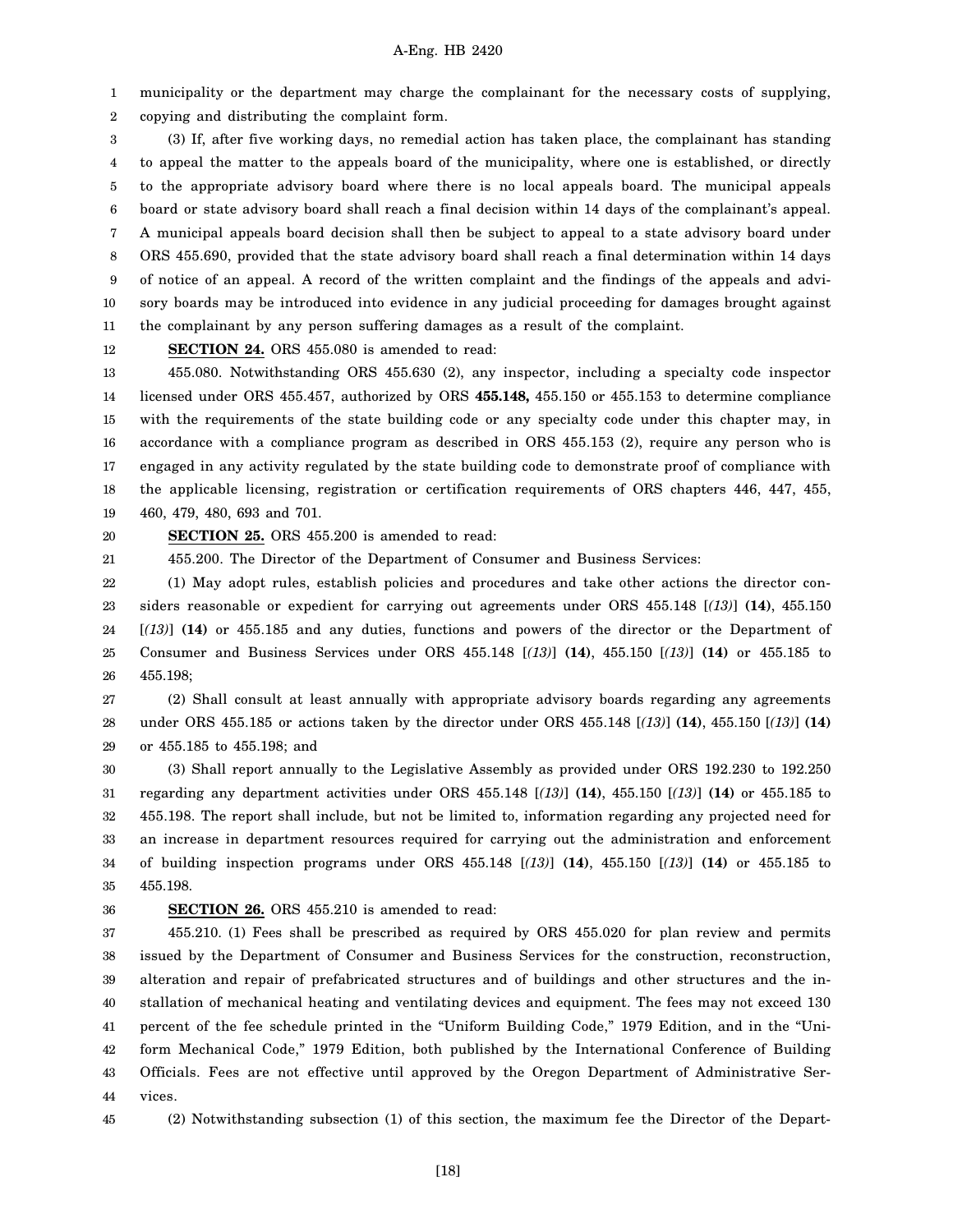municipality or the department may charge the complainant for the necessary costs of supplying, copying and distributing the complaint form.

(3) If, after five working days, no remedial action has taken place, the complainant has standing to appeal the matter to the appeals board of the municipality, where one is established, or directly to the appropriate advisory board where there is no local appeals board. The municipal appeals board or state advisory board shall reach a final decision within 14 days of the complainant's appeal. A municipal appeals board decision shall then be subject to appeal to a state advisory board under ORS 455.690, provided that the state advisory board shall reach a final determination within 14 days of notice of an appeal. A record of the written complaint and the findings of the appeals and advisory boards may be introduced into evidence in any judicial proceeding for damages brought against the complainant by any person suffering damages as a result of the complaint.

**SECTION 24.** ORS 455.080 is amended to read:

455.080. Notwithstanding ORS 455.630 (2), any inspector, including a specialty code inspector licensed under ORS 455.457, authorized by ORS **455.148,** 455.150 or 455.153 to determine compliance with the requirements of the state building code or any specialty code under this chapter may, in accordance with a compliance program as described in ORS 455.153 (2), require any person who is engaged in any activity regulated by the state building code to demonstrate proof of compliance with the applicable licensing, registration or certification requirements of ORS chapters 446, 447, 455, 460, 479, 480, 693 and 701.

**SECTION 25.** ORS 455.200 is amended to read:

455.200. The Director of the Department of Consumer and Business Services:

(1) May adopt rules, establish policies and procedures and take other actions the director considers reasonable or expedient for carrying out agreements under ORS 455.148 [*(13)*] **(14)**, 455.150 [*(13)*] **(14)** or 455.185 and any duties, functions and powers of the director or the Department of Consumer and Business Services under ORS 455.148 [*(13)*] **(14)**, 455.150 [*(13)*] **(14)** or 455.185 to 455.198;

(2) Shall consult at least annually with appropriate advisory boards regarding any agreements under ORS 455.185 or actions taken by the director under ORS 455.148 [*(13)*] **(14)**, 455.150 [*(13)*] **(14)** or 455.185 to 455.198; and

(3) Shall report annually to the Legislative Assembly as provided under ORS 192.230 to 192.250 regarding any department activities under ORS 455.148 [*(13)*] **(14)**, 455.150 [*(13)*] **(14)** or 455.185 to 455.198. The report shall include, but not be limited to, information regarding any projected need for an increase in department resources required for carrying out the administration and enforcement of building inspection programs under ORS 455.148 [*(13)*] **(14)**, 455.150 [*(13)*] **(14)** or 455.185 to 455.198.

**SECTION 26.** ORS 455.210 is amended to read:

455.210. (1) Fees shall be prescribed as required by ORS 455.020 for plan review and permits issued by the Department of Consumer and Business Services for the construction, reconstruction, alteration and repair of prefabricated structures and of buildings and other structures and the installation of mechanical heating and ventilating devices and equipment. The fees may not exceed 130 percent of the fee schedule printed in the "Uniform Building Code," 1979 Edition, and in the "Uniform Mechanical Code," 1979 Edition, both published by the International Conference of Building Officials. Fees are not effective until approved by the Oregon Department of Administrative Services.

(2) Notwithstanding subsection (1) of this section, the maximum fee the Director of the Depart-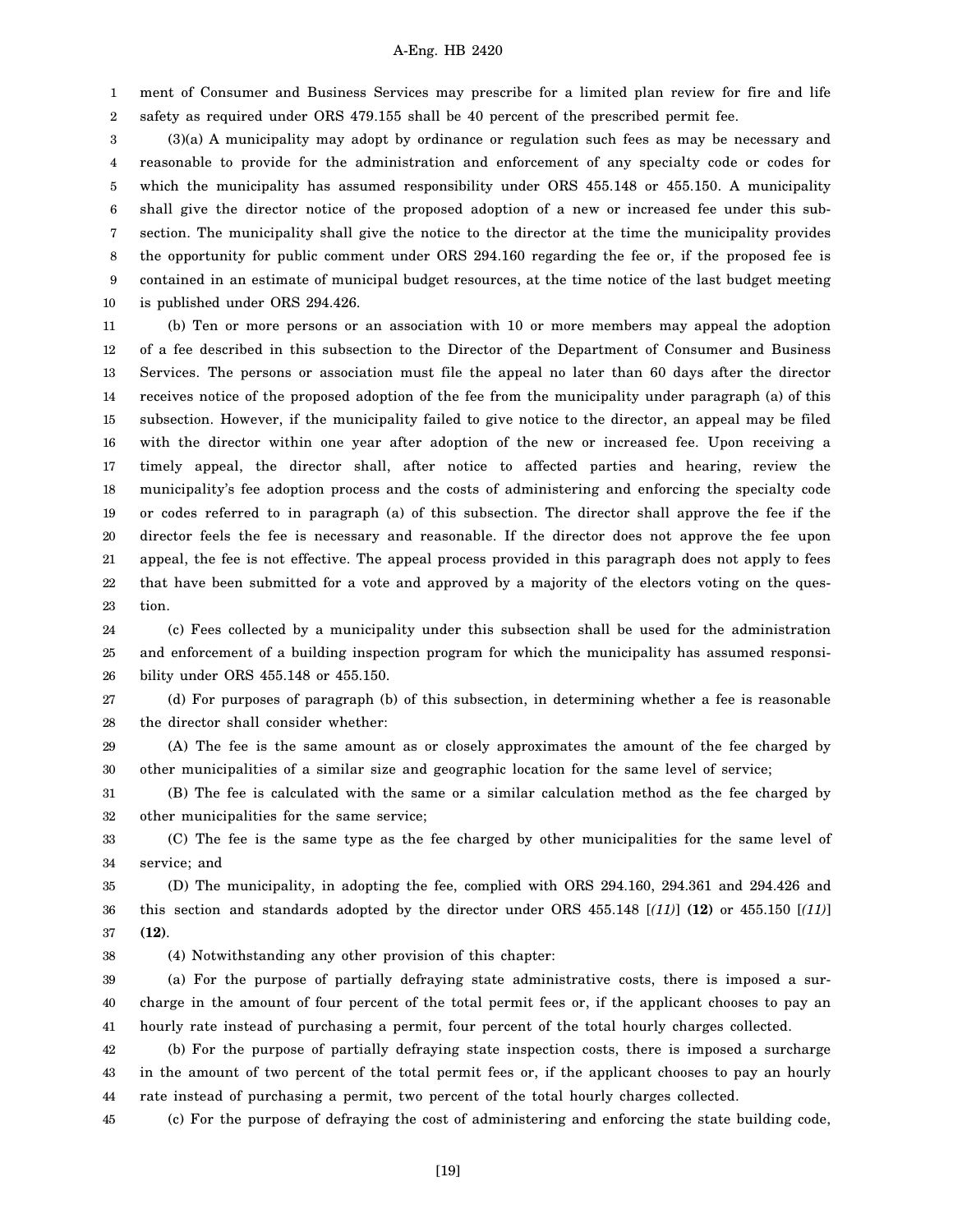ment of Consumer and Business Services may prescribe for a limited plan review for fire and life safety as required under ORS 479.155 shall be 40 percent of the prescribed permit fee.

(3)(a) A municipality may adopt by ordinance or regulation such fees as may be necessary and reasonable to provide for the administration and enforcement of any specialty code or codes for which the municipality has assumed responsibility under ORS 455.148 or 455.150. A municipality shall give the director notice of the proposed adoption of a new or increased fee under this subsection. The municipality shall give the notice to the director at the time the municipality provides the opportunity for public comment under ORS 294.160 regarding the fee or, if the proposed fee is contained in an estimate of municipal budget resources, at the time notice of the last budget meeting is published under ORS 294.426.

(b) Ten or more persons or an association with 10 or more members may appeal the adoption of a fee described in this subsection to the Director of the Department of Consumer and Business Services. The persons or association must file the appeal no later than 60 days after the director receives notice of the proposed adoption of the fee from the municipality under paragraph (a) of this subsection. However, if the municipality failed to give notice to the director, an appeal may be filed with the director within one year after adoption of the new or increased fee. Upon receiving a timely appeal, the director shall, after notice to affected parties and hearing, review the municipality's fee adoption process and the costs of administering and enforcing the specialty code or codes referred to in paragraph (a) of this subsection. The director shall approve the fee if the director feels the fee is necessary and reasonable. If the director does not approve the fee upon appeal, the fee is not effective. The appeal process provided in this paragraph does not apply to fees that have been submitted for a vote and approved by a majority of the electors voting on the question.

(c) Fees collected by a municipality under this subsection shall be used for the administration and enforcement of a building inspection program for which the municipality has assumed responsibility under ORS 455.148 or 455.150.

(d) For purposes of paragraph (b) of this subsection, in determining whether a fee is reasonable the director shall consider whether:

(A) The fee is the same amount as or closely approximates the amount of the fee charged by other municipalities of a similar size and geographic location for the same level of service;

(B) The fee is calculated with the same or a similar calculation method as the fee charged by other municipalities for the same service;

(C) The fee is the same type as the fee charged by other municipalities for the same level of service; and

(D) The municipality, in adopting the fee, complied with ORS 294.160, 294.361 and 294.426 and this section and standards adopted by the director under ORS 455.148 [*(11)*] **(12)** or 455.150 [*(11)*] **(12)**.

(4) Notwithstanding any other provision of this chapter:

(a) For the purpose of partially defraying state administrative costs, there is imposed a surcharge in the amount of four percent of the total permit fees or, if the applicant chooses to pay an hourly rate instead of purchasing a permit, four percent of the total hourly charges collected.

(b) For the purpose of partially defraying state inspection costs, there is imposed a surcharge in the amount of two percent of the total permit fees or, if the applicant chooses to pay an hourly rate instead of purchasing a permit, two percent of the total hourly charges collected.

(c) For the purpose of defraying the cost of administering and enforcing the state building code,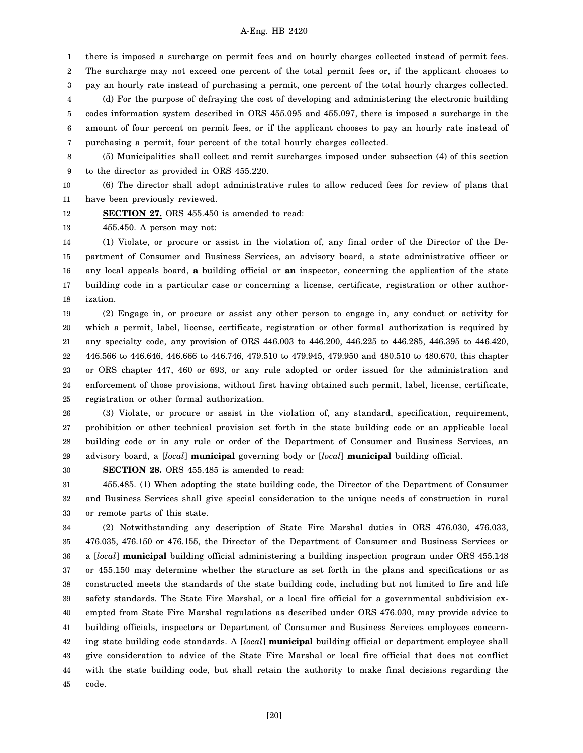there is imposed a surcharge on permit fees and on hourly charges collected instead of permit fees. The surcharge may not exceed one percent of the total permit fees or, if the applicant chooses to pay an hourly rate instead of purchasing a permit, one percent of the total hourly charges collected.

(d) For the purpose of defraying the cost of developing and administering the electronic building codes information system described in ORS 455.095 and 455.097, there is imposed a surcharge in the amount of four percent on permit fees, or if the applicant chooses to pay an hourly rate instead of purchasing a permit, four percent of the total hourly charges collected.

(5) Municipalities shall collect and remit surcharges imposed under subsection (4) of this section to the director as provided in ORS 455.220.

(6) The director shall adopt administrative rules to allow reduced fees for review of plans that have been previously reviewed.

**SECTION 27.** ORS 455.450 is amended to read:

455.450. A person may not:

(1) Violate, or procure or assist in the violation of, any final order of the Director of the Department of Consumer and Business Services, an advisory board, a state administrative officer or any local appeals board, **a** building official or **an** inspector, concerning the application of the state building code in a particular case or concerning a license, certificate, registration or other authorization.

(2) Engage in, or procure or assist any other person to engage in, any conduct or activity for which a permit, label, license, certificate, registration or other formal authorization is required by any specialty code, any provision of ORS 446.003 to 446.200, 446.225 to 446.285, 446.395 to 446.420, 446.566 to 446.646, 446.666 to 446.746, 479.510 to 479.945, 479.950 and 480.510 to 480.670, this chapter or ORS chapter 447, 460 or 693, or any rule adopted or order issued for the administration and enforcement of those provisions, without first having obtained such permit, label, license, certificate, registration or other formal authorization.

(3) Violate, or procure or assist in the violation of, any standard, specification, requirement, prohibition or other technical provision set forth in the state building code or an applicable local building code or in any rule or order of the Department of Consumer and Business Services, an advisory board, a [*local*] **municipal** governing body or [*local*] **municipal** building official.

**SECTION 28.** ORS 455.485 is amended to read:

455.485. (1) When adopting the state building code, the Director of the Department of Consumer and Business Services shall give special consideration to the unique needs of construction in rural or remote parts of this state.

(2) Notwithstanding any description of State Fire Marshal duties in ORS 476.030, 476.033, 476.035, 476.150 or 476.155, the Director of the Department of Consumer and Business Services or a [*local*] **municipal** building official administering a building inspection program under ORS 455.148 or 455.150 may determine whether the structure as set forth in the plans and specifications or as constructed meets the standards of the state building code, including but not limited to fire and life safety standards. The State Fire Marshal, or a local fire official for a governmental subdivision exempted from State Fire Marshal regulations as described under ORS 476.030, may provide advice to building officials, inspectors or Department of Consumer and Business Services employees concerning state building code standards. A [*local*] **municipal** building official or department employee shall give consideration to advice of the State Fire Marshal or local fire official that does not conflict with the state building code, but shall retain the authority to make final decisions regarding the code.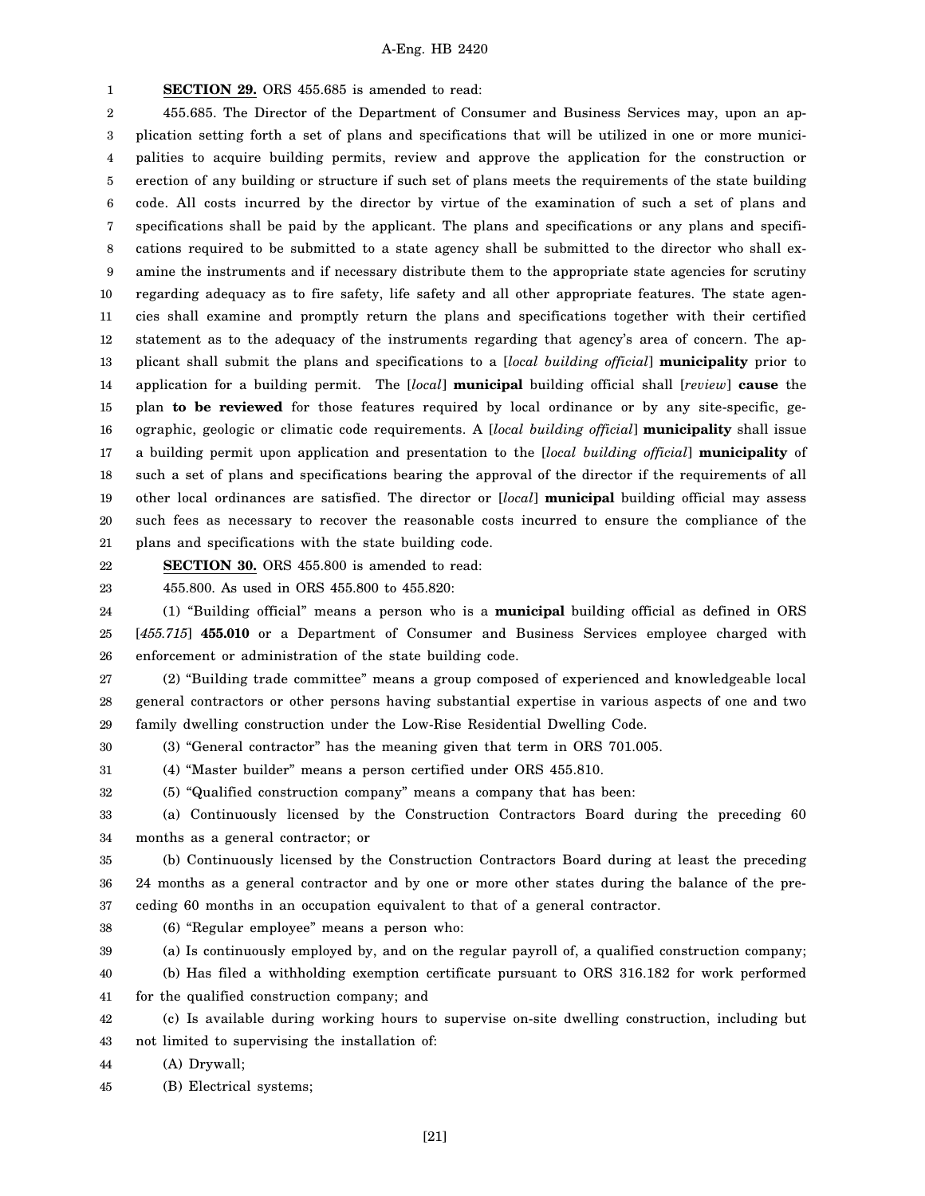**SECTION 29.** ORS 455.685 is amended to read:

455.685. The Director of the Department of Consumer and Business Services may, upon an application setting forth a set of plans and specifications that will be utilized in one or more municipalities to acquire building permits, review and approve the application for the construction or erection of any building or structure if such set of plans meets the requirements of the state building code. All costs incurred by the director by virtue of the examination of such a set of plans and specifications shall be paid by the applicant. The plans and specifications or any plans and specifications required to be submitted to a state agency shall be submitted to the director who shall examine the instruments and if necessary distribute them to the appropriate state agencies for scrutiny regarding adequacy as to fire safety, life safety and all other appropriate features. The state agencies shall examine and promptly return the plans and specifications together with their certified statement as to the adequacy of the instruments regarding that agency's area of concern. The applicant shall submit the plans and specifications to a [*local building official*] **municipality** prior to application for a building permit. The [*local*] **municipal** building official shall [*review*] **cause** the plan **to be reviewed** for those features required by local ordinance or by any site-specific, geographic, geologic or climatic code requirements. A [*local building official*] **municipality** shall issue a building permit upon application and presentation to the [*local building official*] **municipality** of such a set of plans and specifications bearing the approval of the director if the requirements of all other local ordinances are satisfied. The director or [*local*] **municipal** building official may assess such fees as necessary to recover the reasonable costs incurred to ensure the compliance of the plans and specifications with the state building code.

**SECTION 30.** ORS 455.800 is amended to read:

455.800. As used in ORS 455.800 to 455.820:

(1) "Building official" means a person who is a **municipal** building official as defined in ORS [*455.715*] **455.010** or a Department of Consumer and Business Services employee charged with enforcement or administration of the state building code.

(2) "Building trade committee" means a group composed of experienced and knowledgeable local general contractors or other persons having substantial expertise in various aspects of one and two family dwelling construction under the Low-Rise Residential Dwelling Code.

(3) "General contractor" has the meaning given that term in ORS 701.005.

(4) "Master builder" means a person certified under ORS 455.810.

(5) "Qualified construction company" means a company that has been:

(a) Continuously licensed by the Construction Contractors Board during the preceding 60 months as a general contractor; or

(b) Continuously licensed by the Construction Contractors Board during at least the preceding 24 months as a general contractor and by one or more other states during the balance of the preceding 60 months in an occupation equivalent to that of a general contractor.

(6) "Regular employee" means a person who:

(a) Is continuously employed by, and on the regular payroll of, a qualified construction company;

(b) Has filed a withholding exemption certificate pursuant to ORS 316.182 for work performed for the qualified construction company; and

(c) Is available during working hours to supervise on-site dwelling construction, including but not limited to supervising the installation of:

(A) Drywall;

(B) Electrical systems;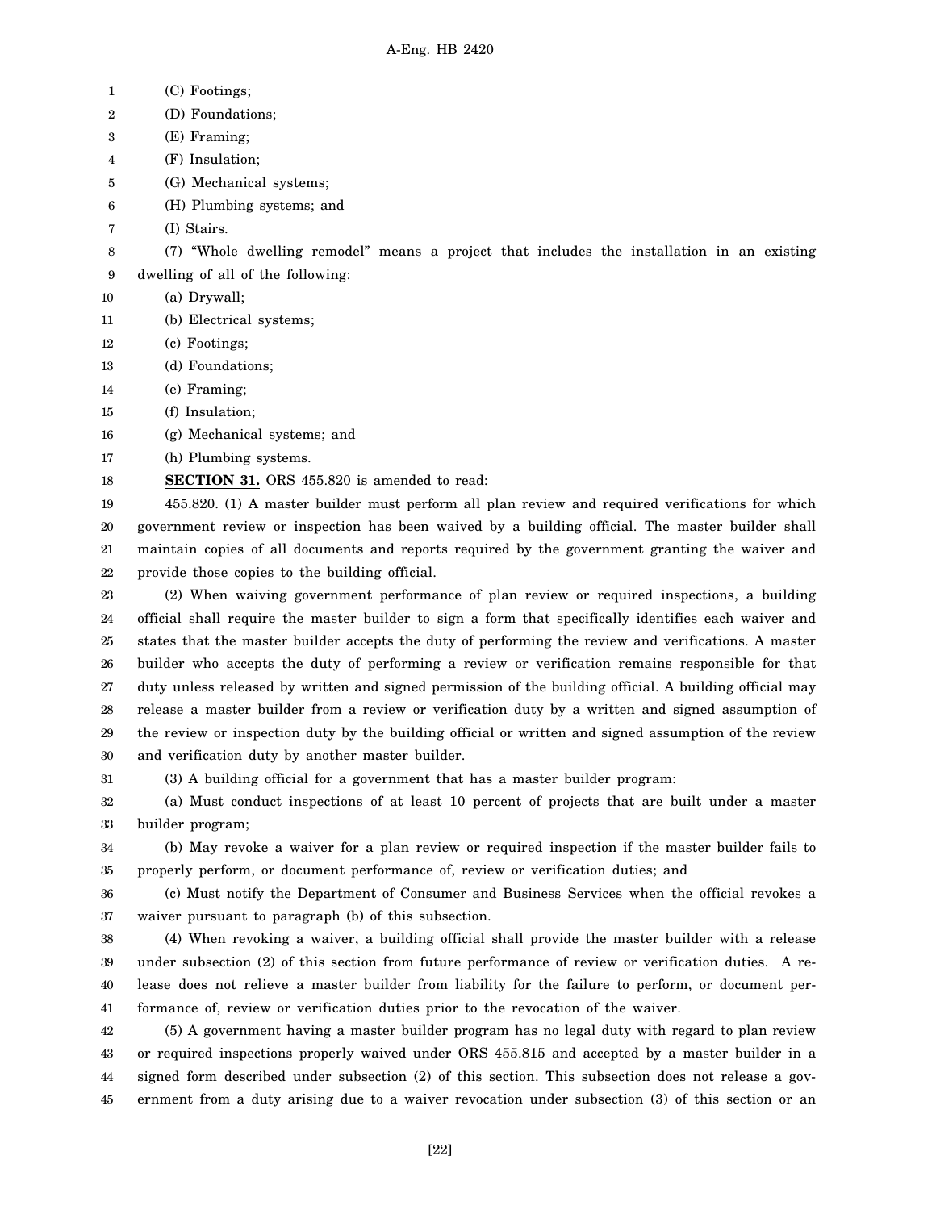(C) Footings;

(D) Foundations;

(E) Framing;

(F) Insulation;

(G) Mechanical systems;

(H) Plumbing systems; and

(I) Stairs.

(7) "Whole dwelling remodel" means a project that includes the installation in an existing dwelling of all of the following:

(a) Drywall;

(b) Electrical systems;

(c) Footings;

(d) Foundations;

(e) Framing;

(f) Insulation;

(g) Mechanical systems; and

(h) Plumbing systems.

**SECTION 31.** ORS 455.820 is amended to read:

455.820. (1) A master builder must perform all plan review and required verifications for which government review or inspection has been waived by a building official. The master builder shall maintain copies of all documents and reports required by the government granting the waiver and provide those copies to the building official.

(2) When waiving government performance of plan review or required inspections, a building official shall require the master builder to sign a form that specifically identifies each waiver and states that the master builder accepts the duty of performing the review and verifications. A master builder who accepts the duty of performing a review or verification remains responsible for that duty unless released by written and signed permission of the building official. A building official may release a master builder from a review or verification duty by a written and signed assumption of the review or inspection duty by the building official or written and signed assumption of the review and verification duty by another master builder.

(3) A building official for a government that has a master builder program:

(a) Must conduct inspections of at least 10 percent of projects that are built under a master builder program;

(b) May revoke a waiver for a plan review or required inspection if the master builder fails to properly perform, or document performance of, review or verification duties; and

(c) Must notify the Department of Consumer and Business Services when the official revokes a waiver pursuant to paragraph (b) of this subsection.

(4) When revoking a waiver, a building official shall provide the master builder with a release under subsection (2) of this section from future performance of review or verification duties. A release does not relieve a master builder from liability for the failure to perform, or document performance of, review or verification duties prior to the revocation of the waiver.

(5) A government having a master builder program has no legal duty with regard to plan review or required inspections properly waived under ORS 455.815 and accepted by a master builder in a signed form described under subsection (2) of this section. This subsection does not release a government from a duty arising due to a waiver revocation under subsection (3) of this section or an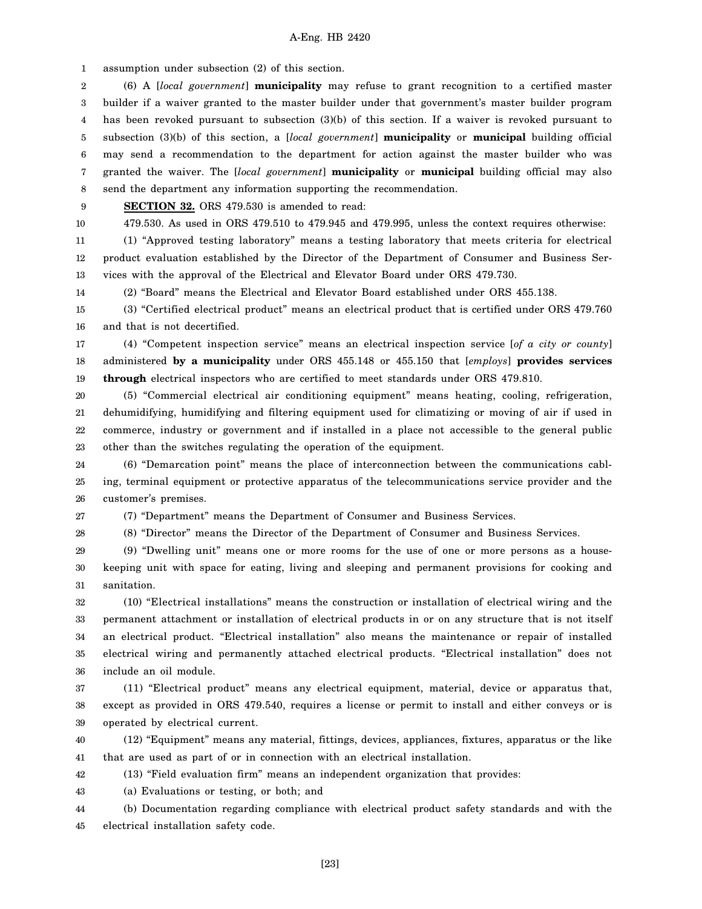assumption under subsection (2) of this section.

(6) A [*local government*] **municipality** may refuse to grant recognition to a certified master builder if a waiver granted to the master builder under that government's master builder program has been revoked pursuant to subsection (3)(b) of this section. If a waiver is revoked pursuant to subsection (3)(b) of this section, a [*local government*] **municipality** or **municipal** building official may send a recommendation to the department for action against the master builder who was granted the waiver. The [*local government*] **municipality** or **municipal** building official may also send the department any information supporting the recommendation.

**SECTION 32.** ORS 479.530 is amended to read:

479.530. As used in ORS 479.510 to 479.945 and 479.995, unless the context requires otherwise:

(1) "Approved testing laboratory" means a testing laboratory that meets criteria for electrical product evaluation established by the Director of the Department of Consumer and Business Services with the approval of the Electrical and Elevator Board under ORS 479.730.

(2) "Board" means the Electrical and Elevator Board established under ORS 455.138.

(3) "Certified electrical product" means an electrical product that is certified under ORS 479.760 and that is not decertified.

(4) "Competent inspection service" means an electrical inspection service [*of a city or county*] administered **by a municipality** under ORS 455.148 or 455.150 that [*employs*] **provides services through** electrical inspectors who are certified to meet standards under ORS 479.810.

(5) "Commercial electrical air conditioning equipment" means heating, cooling, refrigeration, dehumidifying, humidifying and filtering equipment used for climatizing or moving of air if used in commerce, industry or government and if installed in a place not accessible to the general public other than the switches regulating the operation of the equipment.

(6) "Demarcation point" means the place of interconnection between the communications cabling, terminal equipment or protective apparatus of the telecommunications service provider and the customer's premises.

(7) "Department" means the Department of Consumer and Business Services.

(8) "Director" means the Director of the Department of Consumer and Business Services.

(9) "Dwelling unit" means one or more rooms for the use of one or more persons as a housekeeping unit with space for eating, living and sleeping and permanent provisions for cooking and sanitation.

(10) "Electrical installations" means the construction or installation of electrical wiring and the permanent attachment or installation of electrical products in or on any structure that is not itself an electrical product. "Electrical installation" also means the maintenance or repair of installed electrical wiring and permanently attached electrical products. "Electrical installation" does not include an oil module.

(11) "Electrical product" means any electrical equipment, material, device or apparatus that, except as provided in ORS 479.540, requires a license or permit to install and either conveys or is operated by electrical current.

(12) "Equipment" means any material, fittings, devices, appliances, fixtures, apparatus or the like that are used as part of or in connection with an electrical installation.

(13) "Field evaluation firm" means an independent organization that provides:

(a) Evaluations or testing, or both; and

(b) Documentation regarding compliance with electrical product safety standards and with the electrical installation safety code.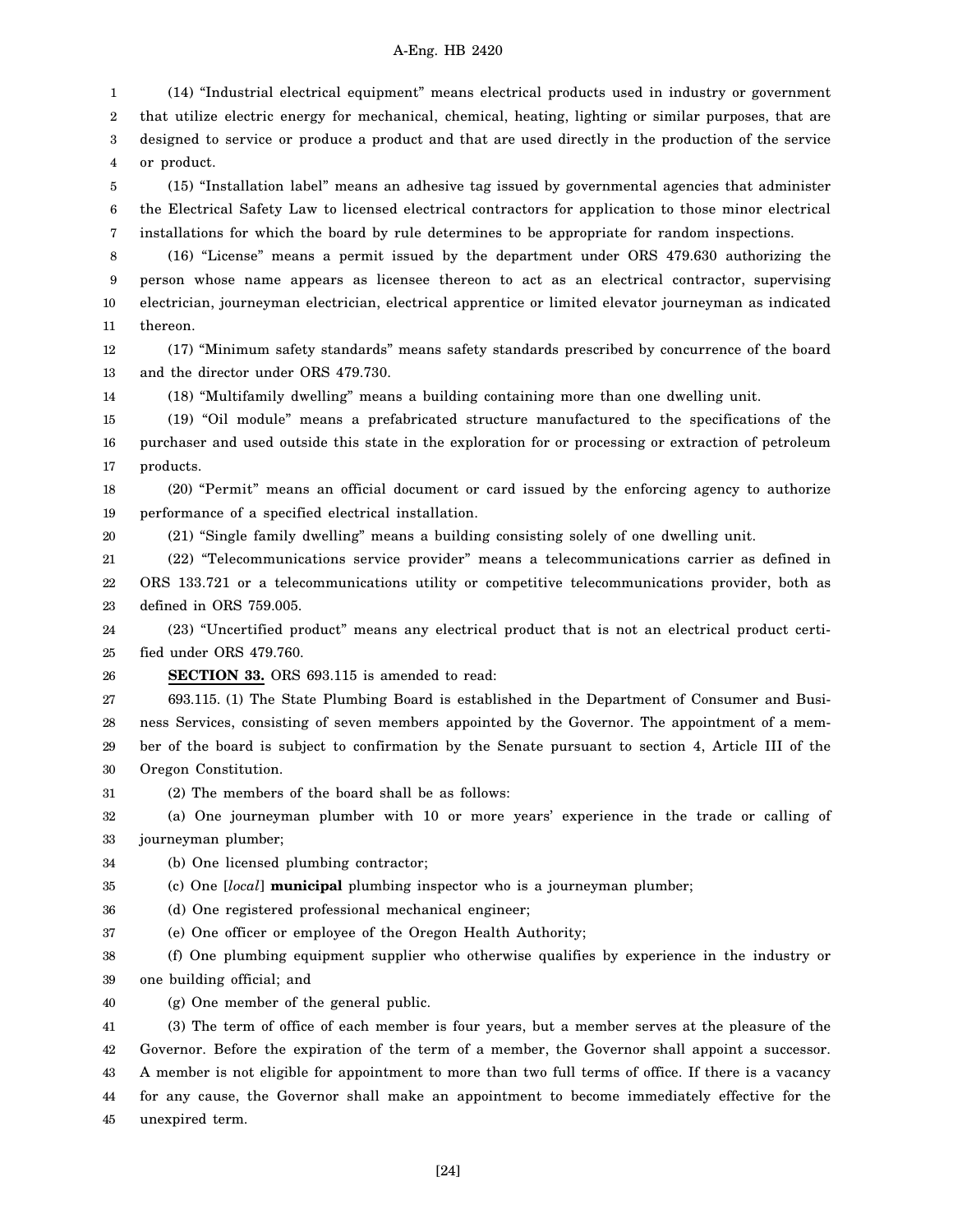(14) "Industrial electrical equipment" means electrical products used in industry or government that utilize electric energy for mechanical, chemical, heating, lighting or similar purposes, that are designed to service or produce a product and that are used directly in the production of the service or product.

(15) "Installation label" means an adhesive tag issued by governmental agencies that administer the Electrical Safety Law to licensed electrical contractors for application to those minor electrical installations for which the board by rule determines to be appropriate for random inspections.

(16) "License" means a permit issued by the department under ORS 479.630 authorizing the person whose name appears as licensee thereon to act as an electrical contractor, supervising electrician, journeyman electrician, electrical apprentice or limited elevator journeyman as indicated thereon.

(17) "Minimum safety standards" means safety standards prescribed by concurrence of the board and the director under ORS 479.730.

(18) "Multifamily dwelling" means a building containing more than one dwelling unit.

(19) "Oil module" means a prefabricated structure manufactured to the specifications of the purchaser and used outside this state in the exploration for or processing or extraction of petroleum products.

(20) "Permit" means an official document or card issued by the enforcing agency to authorize performance of a specified electrical installation.

(21) "Single family dwelling" means a building consisting solely of one dwelling unit.

(22) "Telecommunications service provider" means a telecommunications carrier as defined in ORS 133.721 or a telecommunications utility or competitive telecommunications provider, both as defined in ORS 759.005.

(23) "Uncertified product" means any electrical product that is not an electrical product certified under ORS 479.760.

**SECTION 33.** ORS 693.115 is amended to read:

693.115. (1) The State Plumbing Board is established in the Department of Consumer and Business Services, consisting of seven members appointed by the Governor. The appointment of a member of the board is subject to confirmation by the Senate pursuant to section 4, Article III of the Oregon Constitution.

(2) The members of the board shall be as follows:

(a) One journeyman plumber with 10 or more years' experience in the trade or calling of journeyman plumber;

(b) One licensed plumbing contractor;

(c) One [*local*] **municipal** plumbing inspector who is a journeyman plumber;

(d) One registered professional mechanical engineer;

(e) One officer or employee of the Oregon Health Authority;

(f) One plumbing equipment supplier who otherwise qualifies by experience in the industry or one building official; and

(g) One member of the general public.

(3) The term of office of each member is four years, but a member serves at the pleasure of the Governor. Before the expiration of the term of a member, the Governor shall appoint a successor. A member is not eligible for appointment to more than two full terms of office. If there is a vacancy for any cause, the Governor shall make an appointment to become immediately effective for the unexpired term.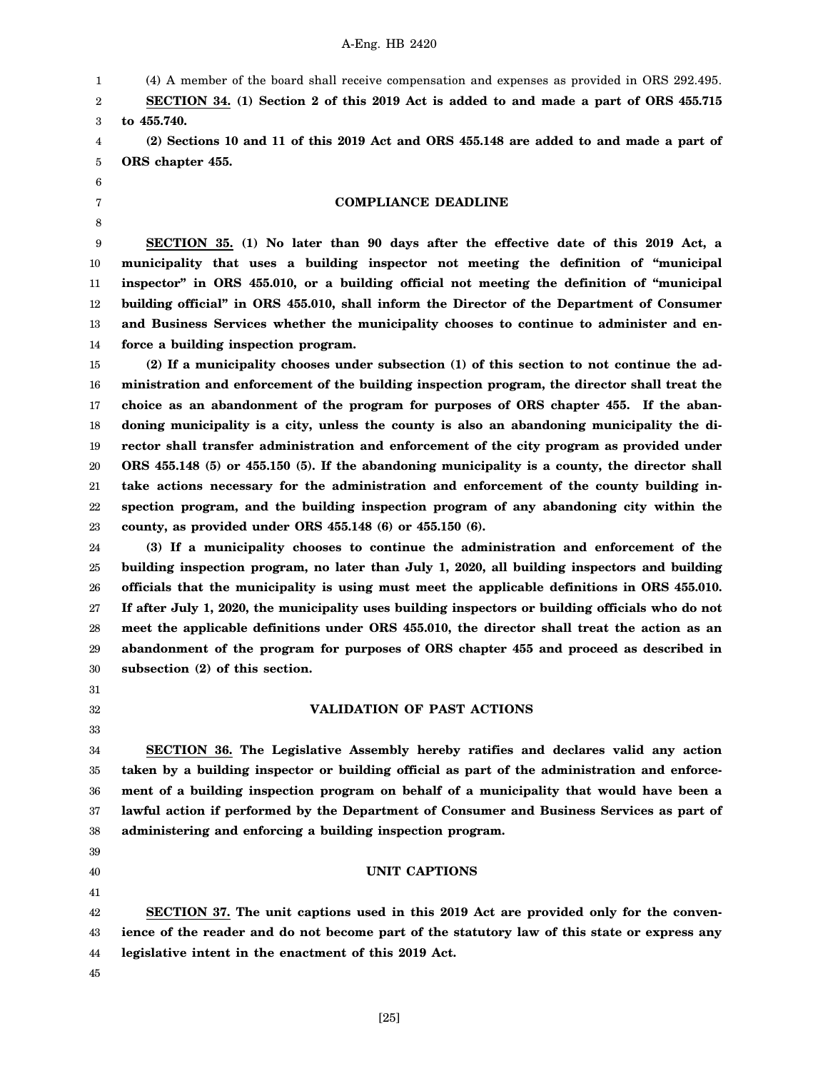(4) A member of the board shall receive compensation and expenses as provided in ORS 292.495.

**SECTION 34. (1) Section 2 of this 2019 Act is added to and made a part of ORS 455.715 to 455.740.**

**(2) Sections 10 and 11 of this 2019 Act and ORS 455.148 are added to and made a part of ORS chapter 455.**

## COMPLIANCE DEADLINE

**SECTION 35. (1) No later than 90 days after the effective date of this 2019 Act, a municipality that uses a building inspector not meeting the definition of "municipal inspector" in ORS 455.010, or a building official not meeting the definition of "municipal building official" in ORS 455.010, shall inform the Director of the Department of Consumer and Business Services whether the municipality chooses to continue to administer and enforce a building inspection program.**

**(2) If a municipality chooses under subsection (1) of this section to not continue the administration and enforcement of the building inspection program, the director shall treat the choice as an abandonment of the program for purposes of ORS chapter 455. If the abandoning municipality is a city, unless the county is also an abandoning municipality the director shall transfer administration and enforcement of the city program as provided under ORS 455.148 (5) or 455.150 (5). If the abandoning municipality is a county, the director shall take actions necessary for the administration and enforcement of the county building inspection program, and the building inspection program of any abandoning city within the county, as provided under ORS 455.148 (6) or 455.150 (6).**

**(3) If a municipality chooses to continue the administration and enforcement of the building inspection program, no later than July 1, 2020, all building inspectors and building officials that the municipality is using must meet the applicable definitions in ORS 455.010. If after July 1, 2020, the municipality uses building inspectors or building officials who do not meet the applicable definitions under ORS 455.010, the director shall treat the action as an abandonment of the program for purposes of ORS chapter 455 and proceed as described in subsection (2) of this section.**

## VALIDATION OF PAST ACTIONS

**SECTION 36. The Legislative Assembly hereby ratifies and declares valid any action taken by a building inspector or building official as part of the administration and enforcement of a building inspection program on behalf of a municipality that would have been a lawful action if performed by the Department of Consumer and Business Services as part of administering and enforcing a building inspection program.**

## UNIT CAPTIONS

**SECTION 37. The unit captions used in this 2019 Act are provided only for the convenience of the reader and do not become part of the statutory law of this state or express any legislative intent in the enactment of this 2019 Act.**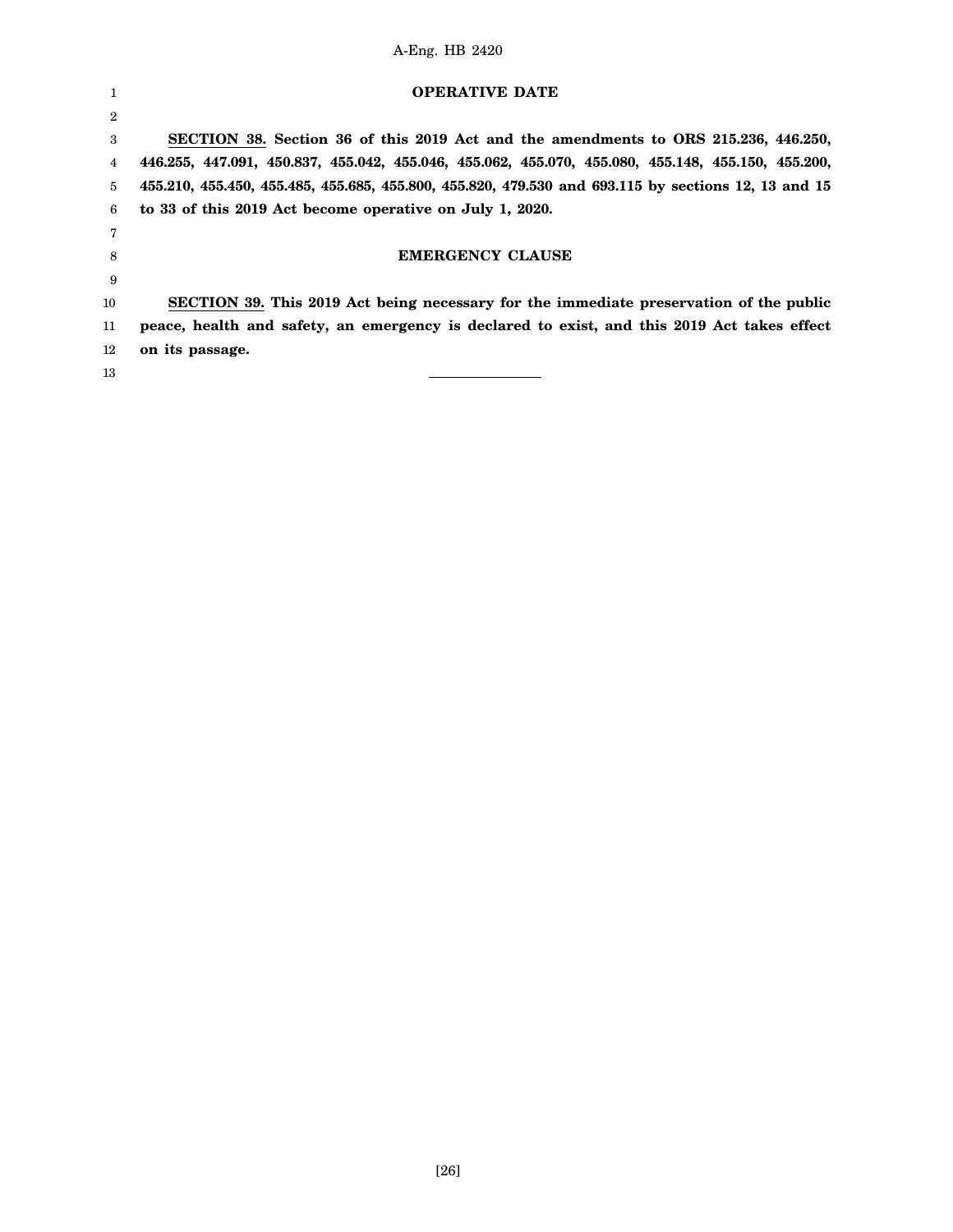## OPERATIVE DATE

**SECTION 38. Section 36 of this 2019 Act and the amendments to ORS 215.236, 446.250, 446.255, 447.091, 450.837, 455.042, 455.046, 455.062, 455.070, 455.080, 455.148, 455.150, 455.200, 455.210, 455.450, 455.485, 455.685, 455.800, 455.820, 479.530 and 693.115 by sections 12, 13 and 15 to 33 of this 2019 Act become operative on July 1, 2020.**

## EMERGENCY CLAUSE

**SECTION 39. This 2019 Act being necessary for the immediate preservation of the public peace, health and safety, an emergency is declared to exist, and this 2019 Act takes effect on its passage.**